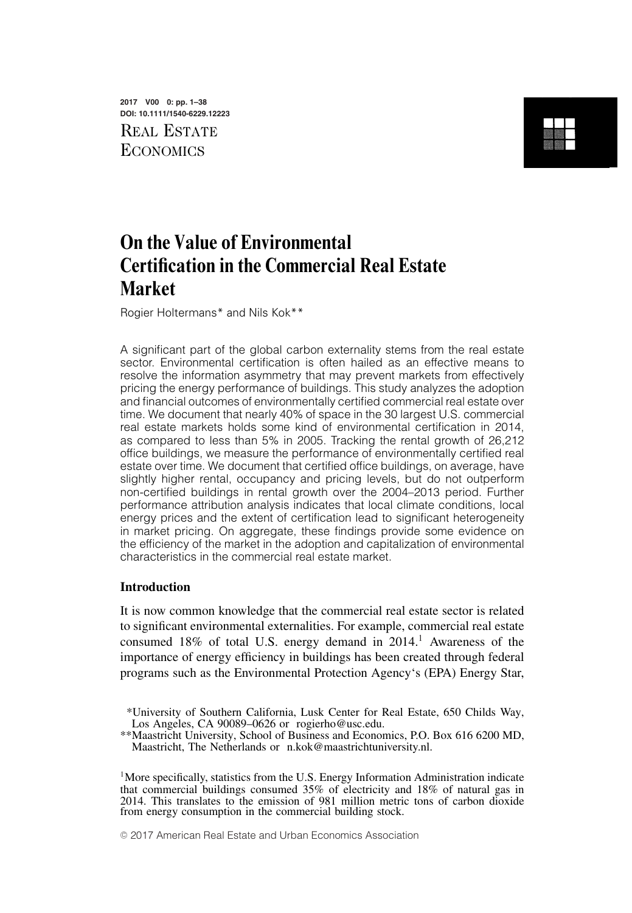# On the Value of Environmental Certification in the Commercial Real Estate Market

Rogier Holtermans* and Nils Kok**

A significant part of the global carbon externality stems from the real estate sector. Environmental certification is often hailed as an effective means to resolve the information asymmetry that may prevent markets from effectively pricing the energy performance of buildings. This study analyzes the adoption and financial outcomes of environmentally certified commercial real estate over time. We document that nearly 40% of space in the 30 largest U.S. commercial real estate markets holds some kind of environmental certification in 2014, as compared to less than 5% in 2005. Tracking the rental growth of 26,212 office buildings, we measure the performance of environmentally certified real estate over time. We document that certified office buildings, on average, have slightly higher rental, occupancy and pricing levels, but do not outperform non-certified buildings in rental growth over the 2004–2013 period. Further performance attribution analysis indicates that local climate conditions, local energy prices and the extent of certification lead to significant heterogeneity in market pricing. On aggregate, these findings provide some evidence on the efficiency of the market in the adoption and capitalization of environmental characteristics in the commercial real estate market.

## Introduction

It is now common knowledge that the commercial real estate sector is related to significant environmental externalities. For example, commercial real estate consumed 18% of total U.S. energy demand in 2014.[1] Awareness of the importance of energy efficiency in buildings has been created through federal programs such as the Environmental Protection Agency's (EPA) Energy Star,

*University of Southern California, Lusk Center for Real Estate, 650 Childs Way, Los Angeles, CA 90089–0626 or rogierho@usc.edu.

**Maastricht University, School of Business and Economics, P.O. Box 616 6200 MD, Maastricht, The Netherlands or n.kok@maastrichtuniversity.nl.

[1]More specifically, statistics from the U.S. Energy Information Administration indicate that commercial buildings consumed 35% of electricity and 18% of natural gas in 2014. This translates to the emission of 981 million metric tons of carbon dioxide from energy consumption in the commercial building stock.

© 2017 American Real Estate and Urban Economics Association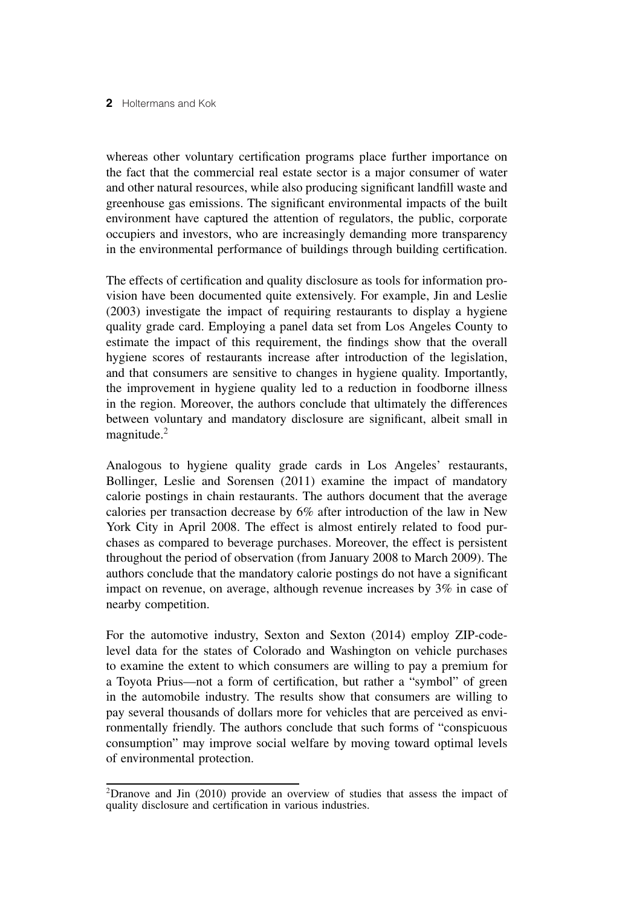whereas other voluntary certification programs place further importance on the fact that the commercial real estate sector is a major consumer of water and other natural resources, while also producing significant landfill waste and greenhouse gas emissions. The significant environmental impacts of the built environment have captured the attention of regulators, the public, corporate occupiers and investors, who are increasingly demanding more transparency in the environmental performance of buildings through building certification.

The effects of certification and quality disclosure as tools for information provision have been documented quite extensively. For example, Jin and Leslie (2003) investigate the impact of requiring restaurants to display a hygiene quality grade card. Employing a panel data set from Los Angeles County to estimate the impact of this requirement, the findings show that the overall hygiene scores of restaurants increase after introduction of the legislation, and that consumers are sensitive to changes in hygiene quality. Importantly, the improvement in hygiene quality led to a reduction in foodborne illness in the region. Moreover, the authors conclude that ultimately the differences between voluntary and mandatory disclosure are significant, albeit small in magnitude.[2]

Analogous to hygiene quality grade cards in Los Angeles' restaurants, Bollinger, Leslie and Sorensen (2011) examine the impact of mandatory calorie postings in chain restaurants. The authors document that the average calories per transaction decrease by 6% after introduction of the law in New York City in April 2008. The effect is almost entirely related to food purchases as compared to beverage purchases. Moreover, the effect is persistent throughout the period of observation (from January 2008 to March 2009). The authors conclude that the mandatory calorie postings do not have a significant impact on revenue, on average, although revenue increases by 3% in case of nearby competition.

For the automotive industry, Sexton and Sexton (2014) employ ZIP-code-level data for the states of Colorado and Washington on vehicle purchases to examine the extent to which consumers are willing to pay a premium for a Toyota Prius—not a form of certification, but rather a "symbol" of green in the automobile industry. The results show that consumers are willing to pay several thousands of dollars more for vehicles that are perceived as environmentally friendly. The authors conclude that such forms of "conspicuous consumption" may improve social welfare by moving toward optimal levels of environmental protection.

[2] Dranove and Jin (2010) provide an overview of studies that assess the impact of quality disclosure and certification in various industries.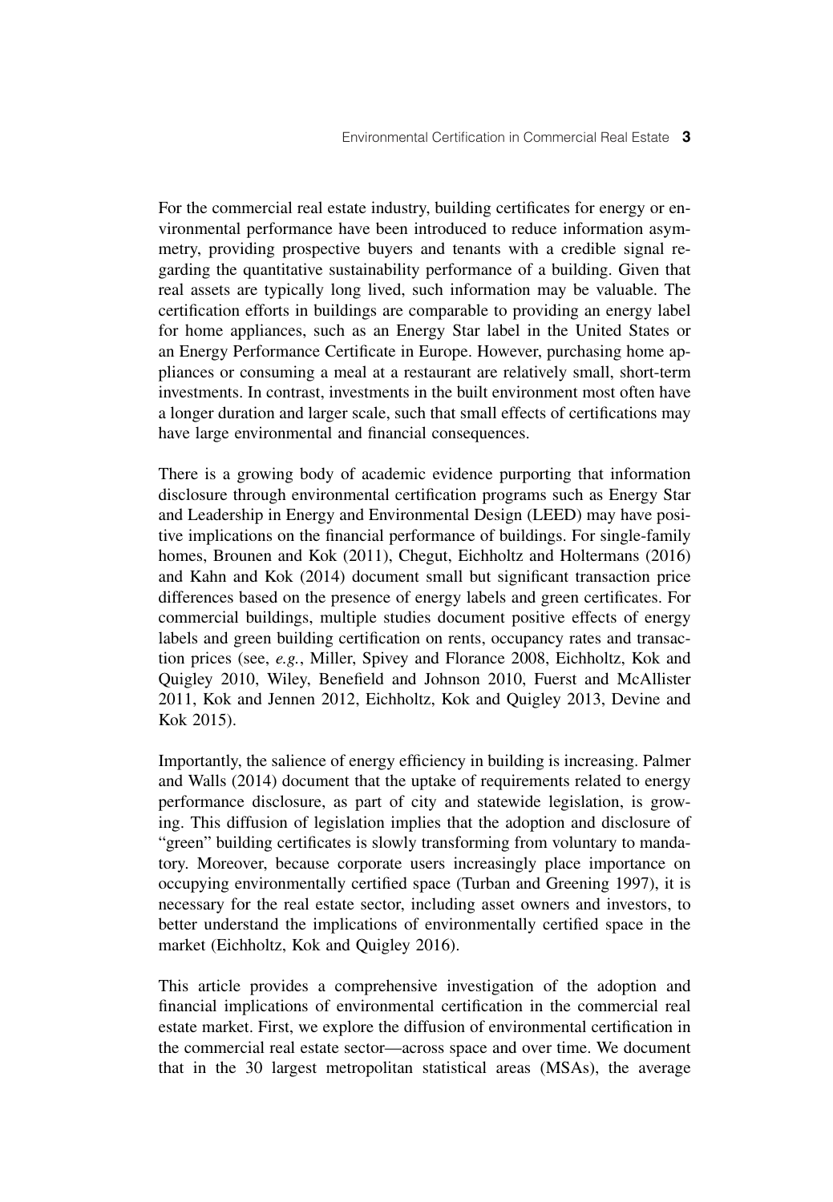For the commercial real estate industry, building certificates for energy or environmental performance have been introduced to reduce information asymmetry, providing prospective buyers and tenants with a credible signal regarding the quantitative sustainability performance of a building. Given that real assets are typically long lived, such information may be valuable. The certification efforts in buildings are comparable to providing an energy label for home appliances, such as an Energy Star label in the United States or an Energy Performance Certificate in Europe. However, purchasing home appliances or consuming a meal at a restaurant are relatively small, short-term investments. In contrast, investments in the built environment most often have a longer duration and larger scale, such that small effects of certifications may have large environmental and financial consequences.

There is a growing body of academic evidence purporting that information disclosure through environmental certification programs such as Energy Star and Leadership in Energy and Environmental Design (LEED) may have positive implications on the financial performance of buildings. For single-family homes, Brounen and Kok (2011), Chegut, Eichholtz and Holtermans (2016) and Kahn and Kok (2014) document small but significant transaction price differences based on the presence of energy labels and green certificates. For commercial buildings, multiple studies document positive effects of energy labels and green building certification on rents, occupancy rates and transaction prices (see, *e.g.*, Miller, Spivey and Florance 2008, Eichholtz, Kok and Quigley 2010, Wiley, Benefield and Johnson 2010, Fuerst and McAllister 2011, Kok and Jennen 2012, Eichholtz, Kok and Quigley 2013, Devine and Kok 2015).

Importantly, the salience of energy efficiency in building is increasing. Palmer and Walls (2014) document that the uptake of requirements related to energy performance disclosure, as part of city and statewide legislation, is growing. This diffusion of legislation implies that the adoption and disclosure of "green" building certificates is slowly transforming from voluntary to mandatory. Moreover, because corporate users increasingly place importance on occupying environmentally certified space (Turban and Greening 1997), it is necessary for the real estate sector, including asset owners and investors, to better understand the implications of environmentally certified space in the market (Eichholtz, Kok and Quigley 2016).

This article provides a comprehensive investigation of the adoption and financial implications of environmental certification in the commercial real estate market. First, we explore the diffusion of environmental certification in the commercial real estate sector—across space and over time. We document that in the 30 largest metropolitan statistical areas (MSAs), the average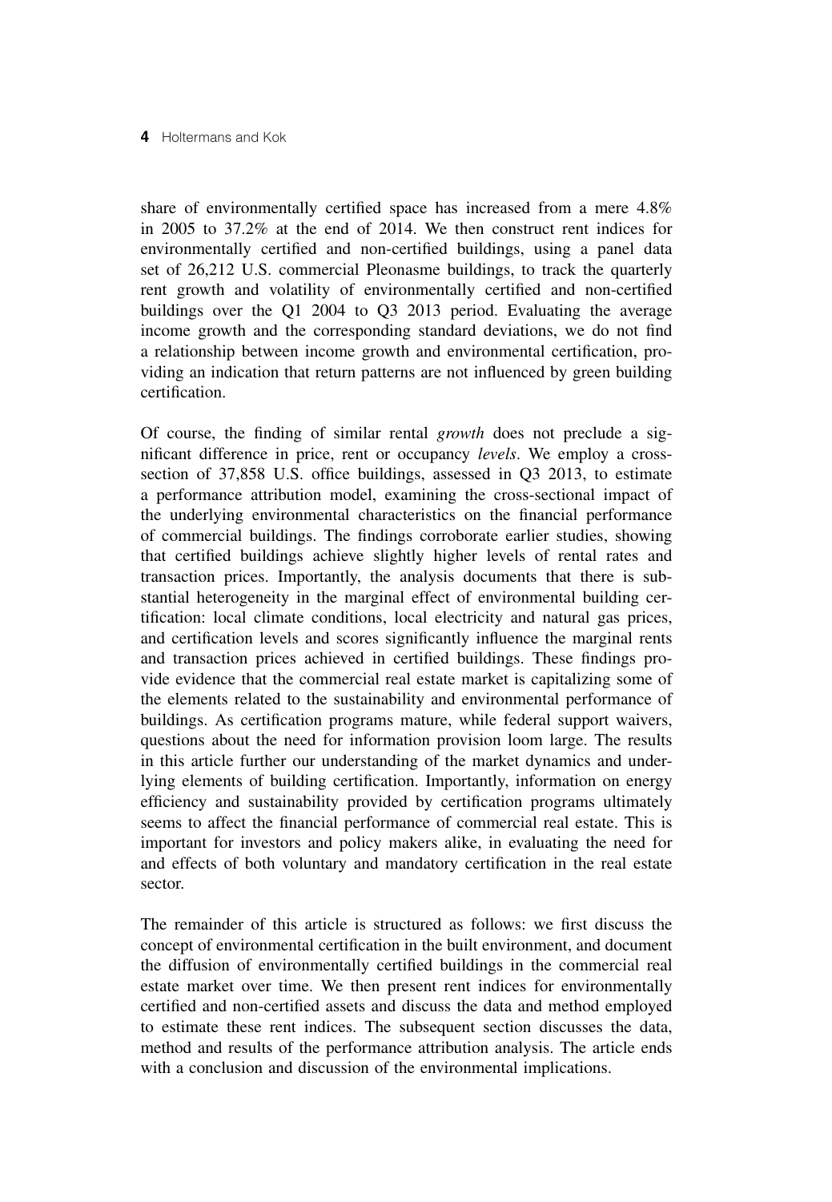share of environmentally certified space has increased from a mere 4.8% in 2005 to 37.2% at the end of 2014. We then construct rent indices for environmentally certified and non-certified buildings, using a panel data set of 26,212 U.S. commercial Pleonasme buildings, to track the quarterly rent growth and volatility of environmentally certified and non-certified buildings over the Q1 2004 to Q3 2013 period. Evaluating the average income growth and the corresponding standard deviations, we do not find a relationship between income growth and environmental certification, providing an indication that return patterns are not influenced by green building certification.

Of course, the finding of similar rental *growth* does not preclude a significant difference in price, rent or occupancy *levels*. We employ a cross-section of 37,858 U.S. office buildings, assessed in Q3 2013, to estimate a performance attribution model, examining the cross-sectional impact of the underlying environmental characteristics on the financial performance of commercial buildings. The findings corroborate earlier studies, showing that certified buildings achieve slightly higher levels of rental rates and transaction prices. Importantly, the analysis documents that there is substantial heterogeneity in the marginal effect of environmental building certification: local climate conditions, local electricity and natural gas prices, and certification levels and scores significantly influence the marginal rents and transaction prices achieved in certified buildings. These findings provide evidence that the commercial real estate market is capitalizing some of the elements related to the sustainability and environmental performance of buildings. As certification programs mature, while federal support waivers, questions about the need for information provision loom large. The results in this article further our understanding of the market dynamics and underlying elements of building certification. Importantly, information on energy efficiency and sustainability provided by certification programs ultimately seems to affect the financial performance of commercial real estate. This is important for investors and policy makers alike, in evaluating the need for and effects of both voluntary and mandatory certification in the real estate sector.

The remainder of this article is structured as follows: we first discuss the concept of environmental certification in the built environment, and document the diffusion of environmentally certified buildings in the commercial real estate market over time. We then present rent indices for environmentally certified and non-certified assets and discuss the data and method employed to estimate these rent indices. The subsequent section discusses the data, method and results of the performance attribution analysis. The article ends with a conclusion and discussion of the environmental implications.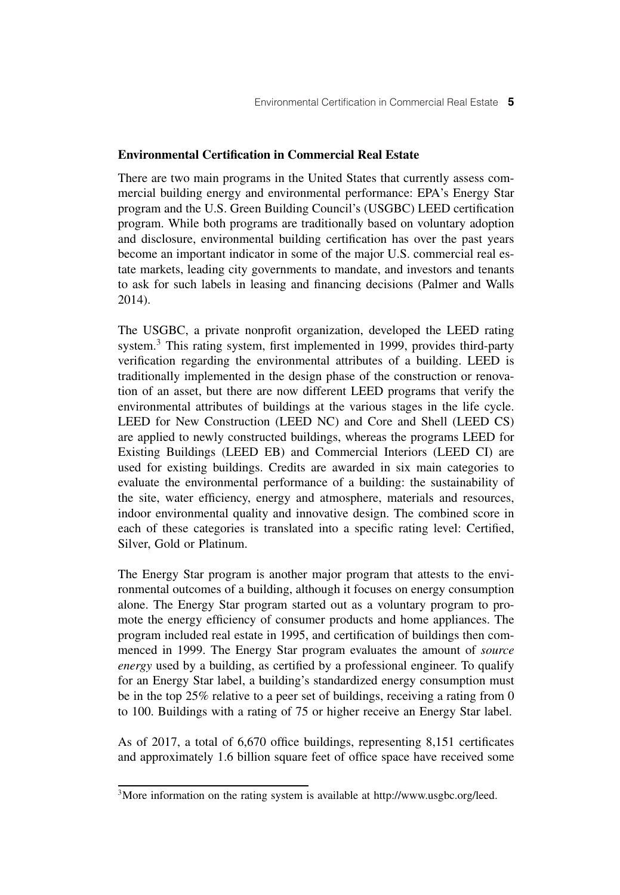## Environmental Certification in Commercial Real Estate

There are two main programs in the United States that currently assess commercial building energy and environmental performance: EPA's Energy Star program and the U.S. Green Building Council's (USGBC) LEED certification program. While both programs are traditionally based on voluntary adoption and disclosure, environmental building certification has over the past years become an important indicator in some of the major U.S. commercial real estate markets, leading city governments to mandate, and investors and tenants to ask for such labels in leasing and financing decisions (Palmer and Walls 2014).

The USGBC, a private nonprofit organization, developed the LEED rating system.[3] This rating system, first implemented in 1999, provides third-party verification regarding the environmental attributes of a building. LEED is traditionally implemented in the design phase of the construction or renovation of an asset, but there are now different LEED programs that verify the environmental attributes of buildings at the various stages in the life cycle. LEED for New Construction (LEED NC) and Core and Shell (LEED CS) are applied to newly constructed buildings, whereas the programs LEED for Existing Buildings (LEED EB) and Commercial Interiors (LEED CI) are used for existing buildings. Credits are awarded in six main categories to evaluate the environmental performance of a building: the sustainability of the site, water efficiency, energy and atmosphere, materials and resources, indoor environmental quality and innovative design. The combined score in each of these categories is translated into a specific rating level: Certified, Silver, Gold or Platinum.

The Energy Star program is another major program that attests to the environmental outcomes of a building, although it focuses on energy consumption alone. The Energy Star program started out as a voluntary program to promote the energy efficiency of consumer products and home appliances. The program included real estate in 1995, and certification of buildings then commenced in 1999. The Energy Star program evaluates the amount of *source energy* used by a building, as certified by a professional engineer. To qualify for an Energy Star label, a building's standardized energy consumption must be in the top 25% relative to a peer set of buildings, receiving a rating from 0 to 100. Buildings with a rating of 75 or higher receive an Energy Star label.

As of 2017, a total of 6,670 office buildings, representing 8,151 certificates and approximately 1.6 billion square feet of office space have received some

[3] More information on the rating system is available at http://www.usgbc.org/leed.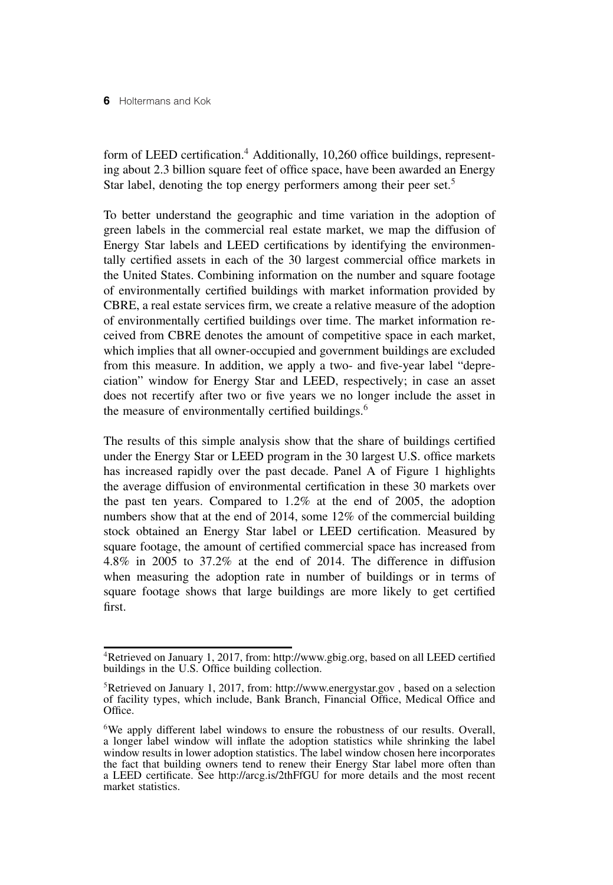form of LEED certification.[4] Additionally, 10,260 office buildings, representing about 2.3 billion square feet of office space, have been awarded an Energy Star label, denoting the top energy performers among their peer set.[5]

To better understand the geographic and time variation in the adoption of green labels in the commercial real estate market, we map the diffusion of Energy Star labels and LEED certifications by identifying the environmentally certified assets in each of the 30 largest commercial office markets in the United States. Combining information on the number and square footage of environmentally certified buildings with market information provided by CBRE, a real estate services firm, we create a relative measure of the adoption of environmentally certified buildings over time. The market information received from CBRE denotes the amount of competitive space in each market, which implies that all owner-occupied and government buildings are excluded from this measure. In addition, we apply a two- and five-year label "depreciation" window for Energy Star and LEED, respectively; in case an asset does not recertify after two or five years we no longer include the asset in the measure of environmentally certified buildings.[6]

The results of this simple analysis show that the share of buildings certified under the Energy Star or LEED program in the 30 largest U.S. office markets has increased rapidly over the past decade. Panel A of Figure 1 highlights the average diffusion of environmental certification in these 30 markets over the past ten years. Compared to 1.2% at the end of 2005, the adoption numbers show that at the end of 2014, some 12% of the commercial building stock obtained an Energy Star label or LEED certification. Measured by square footage, the amount of certified commercial space has increased from 4.8% in 2005 to 37.2% at the end of 2014. The difference in diffusion when measuring the adoption rate in number of buildings or in terms of square footage shows that large buildings are more likely to get certified first.

[4]Retrieved on January 1, 2017, from: http://www.gbig.org, based on all LEED certified buildings in the U.S. Office building collection.

[5]Retrieved on January 1, 2017, from: http://www.energystar.gov , based on a selection of facility types, which include, Bank Branch, Financial Office, Medical Office and Office.

[6]We apply different label windows to ensure the robustness of our results. Overall, a longer label window will inflate the adoption statistics while shrinking the label window results in lower adoption statistics. The label window chosen here incorporates the fact that building owners tend to renew their Energy Star label more often than a LEED certificate. See http://arcg.is/2thFfGU for more details and the most recent market statistics.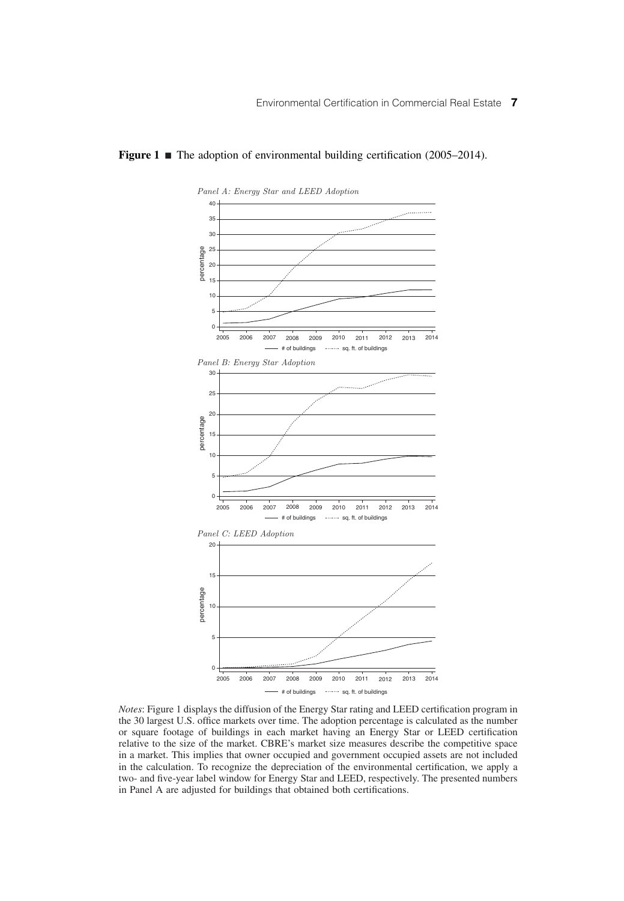**Figure 1** ■ The adoption of environmental building certification (2005–2014).

*Notes*: Figure 1 displays the diffusion of the Energy Star rating and LEED certification program in the 30 largest U.S. office markets over time. The adoption percentage is calculated as the number or square footage of buildings in each market having an Energy Star or LEED certification relative to the size of the market. CBRE's market size measures describe the competitive space in a market. This implies that owner occupied and government occupied assets are not included in the calculation. To recognize the depreciation of the environmental certification, we apply a two- and five-year label window for Energy Star and LEED, respectively. The presented numbers in Panel A are adjusted for buildings that obtained both certifications.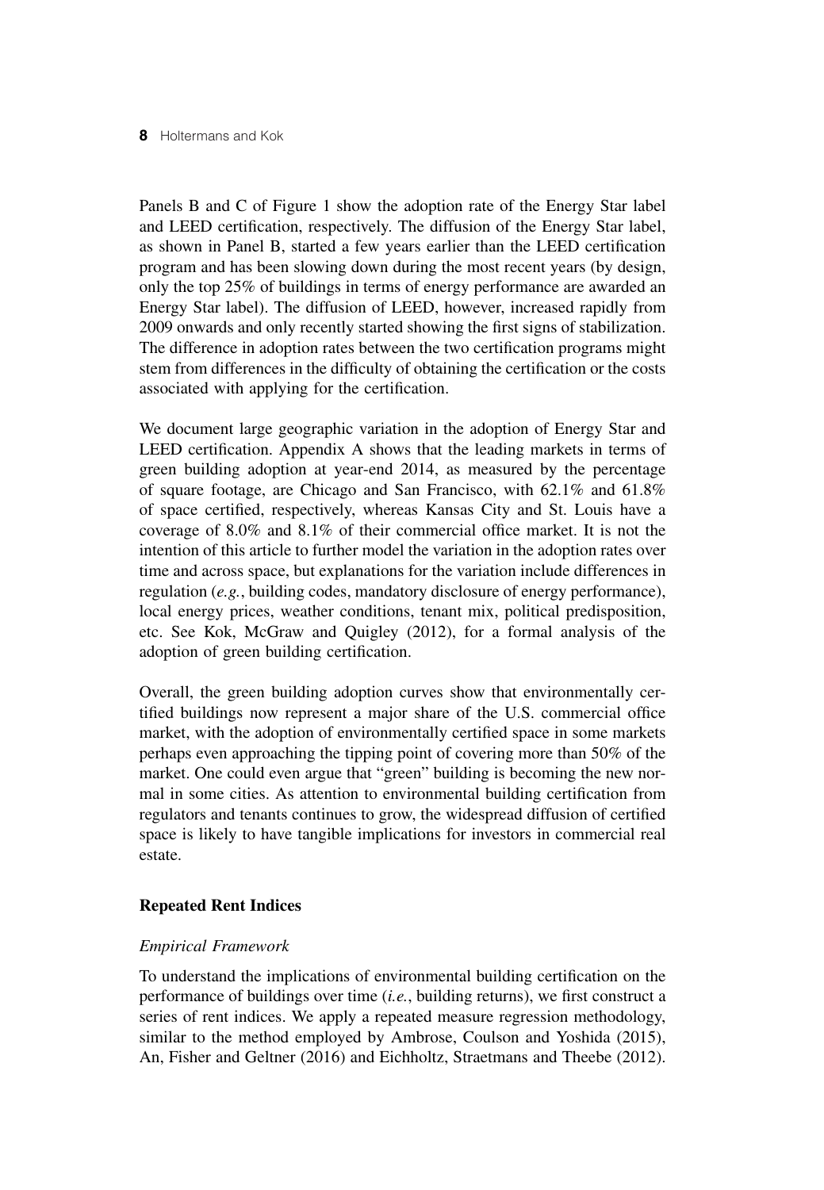Panels B and C of Figure 1 show the adoption rate of the Energy Star label and LEED certification, respectively. The diffusion of the Energy Star label, as shown in Panel B, started a few years earlier than the LEED certification program and has been slowing down during the most recent years (by design, only the top 25% of buildings in terms of energy performance are awarded an Energy Star label). The diffusion of LEED, however, increased rapidly from 2009 onwards and only recently started showing the first signs of stabilization. The difference in adoption rates between the two certification programs might stem from differences in the difficulty of obtaining the certification or the costs associated with applying for the certification.

We document large geographic variation in the adoption of Energy Star and LEED certification. Appendix A shows that the leading markets in terms of green building adoption at year-end 2014, as measured by the percentage of square footage, are Chicago and San Francisco, with 62.1% and 61.8% of space certified, respectively, whereas Kansas City and St. Louis have a coverage of 8.0% and 8.1% of their commercial office market. It is not the intention of this article to further model the variation in the adoption rates over time and across space, but explanations for the variation include differences in regulation (*e.g.*, building codes, mandatory disclosure of energy performance), local energy prices, weather conditions, tenant mix, political predisposition, etc. See Kok, McGraw and Quigley (2012), for a formal analysis of the adoption of green building certification.

Overall, the green building adoption curves show that environmentally certified buildings now represent a major share of the U.S. commercial office market, with the adoption of environmentally certified space in some markets perhaps even approaching the tipping point of covering more than 50% of the market. One could even argue that "green" building is becoming the new normal in some cities. As attention to environmental building certification from regulators and tenants continues to grow, the widespread diffusion of certified space is likely to have tangible implications for investors in commercial real estate.

## Repeated Rent Indices

### *Empirical Framework*

To understand the implications of environmental building certification on the performance of buildings over time (*i.e.*, building returns), we first construct a series of rent indices. We apply a repeated measure regression methodology, similar to the method employed by Ambrose, Coulson and Yoshida (2015), An, Fisher and Geltner (2016) and Eichholtz, Straetmans and Theebe (2012).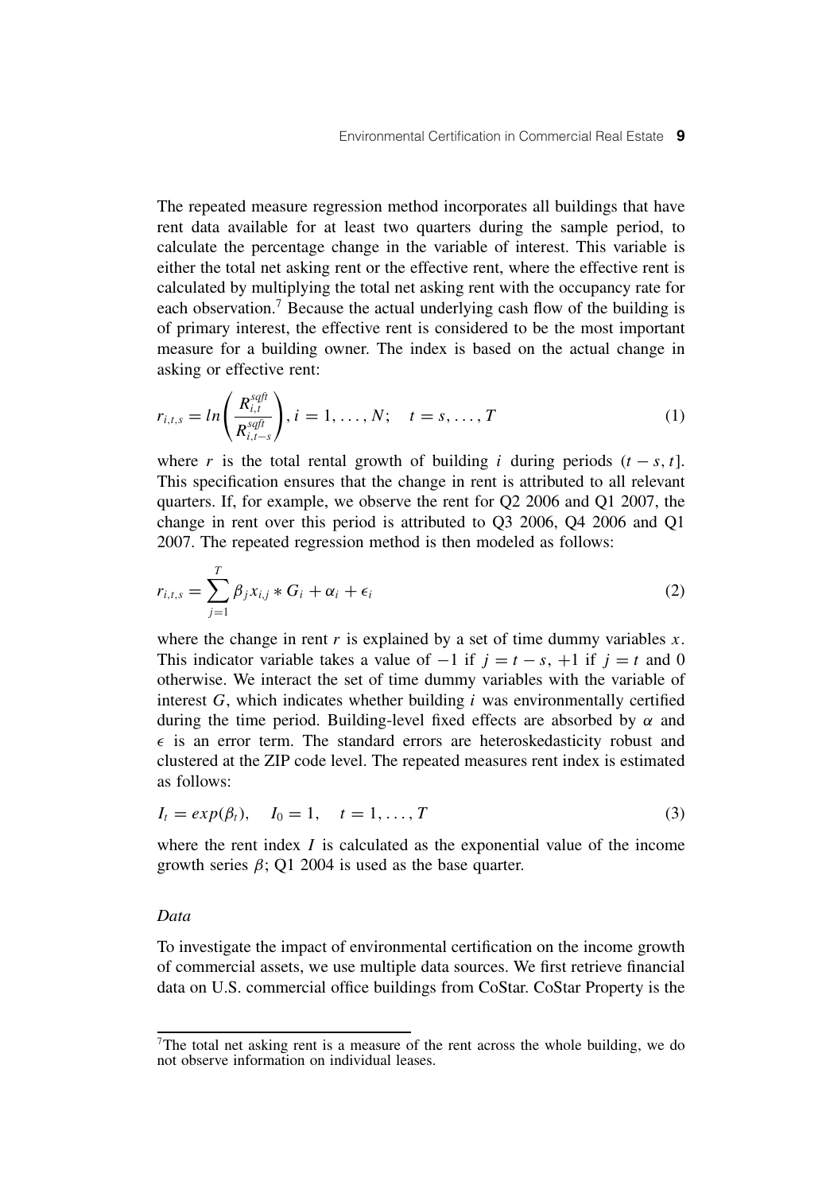The repeated measure regression method incorporates all buildings that have rent data available for at least two quarters during the sample period, to calculate the percentage change in the variable of interest. This variable is either the total net asking rent or the effective rent, where the effective rent is calculated by multiplying the total net asking rent with the occupancy rate for each observation.[7] Because the actual underlying cash flow of the building is of primary interest, the effective rent is considered to be the most important measure for a building owner. The index is based on the actual change in asking or effective rent:

$$r_{i,t,s} = ln\left(\frac{R^{sqft}_{i,t}}{R^{sqft}_{i,t-s}}\right), i = 1, \ldots, N; \quad t = s, \ldots, T \tag{1}$$

where $r$ is the total rental growth of building $i$ during periods $(t - s, t]$. This specification ensures that the change in rent is attributed to all relevant quarters. If, for example, we observe the rent for Q2 2006 and Q1 2007, the change in rent over this period is attributed to Q3 2006, Q4 2006 and Q1 2007. The repeated regression method is then modeled as follows:

$$r_{i,t,s} = \sum_{j=1}^{T} \beta_j x_{i,j} * G_i + \alpha_i + \epsilon_i \tag{2}$$

where the change in rent $r$ is explained by a set of time dummy variables $x$. This indicator variable takes a value of $-1$ if $j = t - s$, $+1$ if $j = t$ and 0 otherwise. We interact the set of time dummy variables with the variable of interest $G$, which indicates whether building $i$ was environmentally certified during the time period. Building-level fixed effects are absorbed by $\alpha$ and $\epsilon$ is an error term. The standard errors are heteroskedasticity robust and clustered at the ZIP code level. The repeated measures rent index is estimated as follows:

$$I_t = exp(\beta_t), \quad I_0 = 1, \quad t = 1, \ldots, T \tag{3}$$

where the rent index $I$ is calculated as the exponential value of the income growth series $\beta$; Q1 2004 is used as the base quarter.

*Data*

To investigate the impact of environmental certification on the income growth of commercial assets, we use multiple data sources. We first retrieve financial data on U.S. commercial office buildings from CoStar. CoStar Property is the

[7] The total net asking rent is a measure of the rent across the whole building, we do not observe information on individual leases.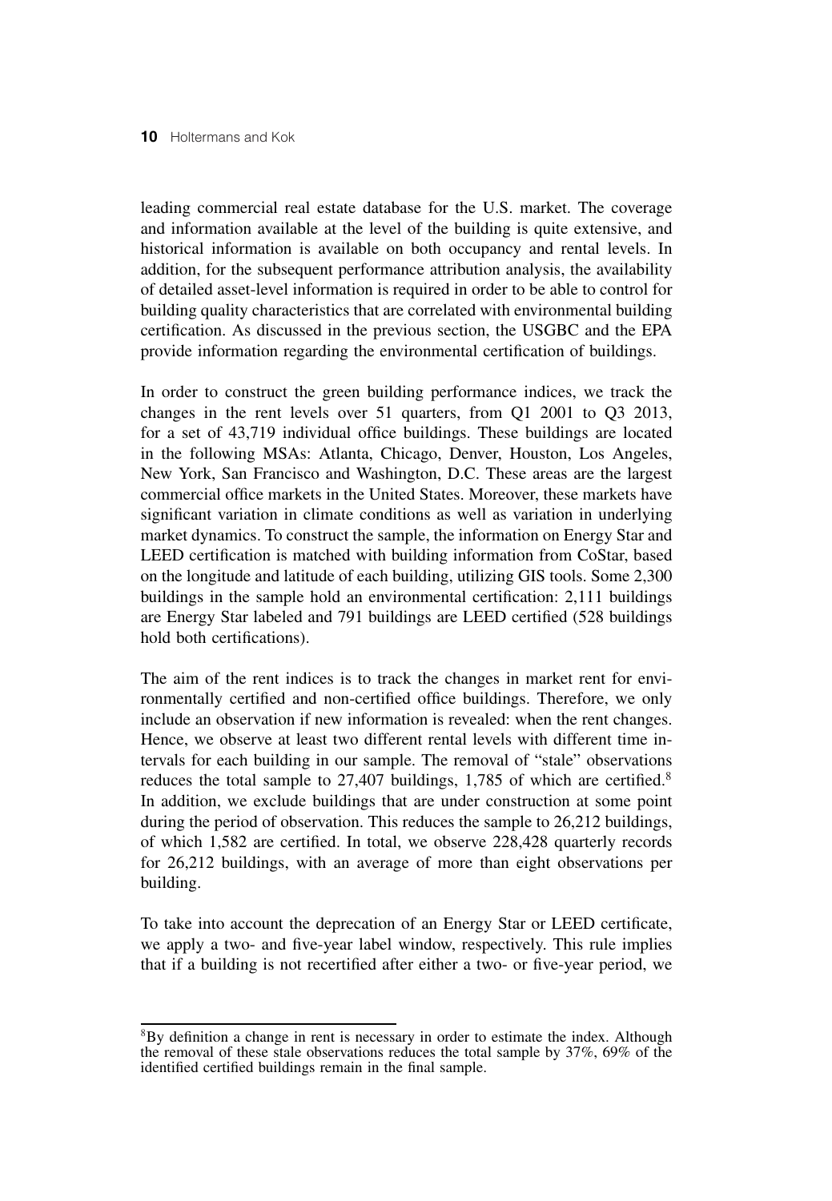leading commercial real estate database for the U.S. market. The coverage and information available at the level of the building is quite extensive, and historical information is available on both occupancy and rental levels. In addition, for the subsequent performance attribution analysis, the availability of detailed asset-level information is required in order to be able to control for building quality characteristics that are correlated with environmental building certification. As discussed in the previous section, the USGBC and the EPA provide information regarding the environmental certification of buildings.

In order to construct the green building performance indices, we track the changes in the rent levels over 51 quarters, from Q1 2001 to Q3 2013, for a set of 43,719 individual office buildings. These buildings are located in the following MSAs: Atlanta, Chicago, Denver, Houston, Los Angeles, New York, San Francisco and Washington, D.C. These areas are the largest commercial office markets in the United States. Moreover, these markets have significant variation in climate conditions as well as variation in underlying market dynamics. To construct the sample, the information on Energy Star and LEED certification is matched with building information from CoStar, based on the longitude and latitude of each building, utilizing GIS tools. Some 2,300 buildings in the sample hold an environmental certification: 2,111 buildings are Energy Star labeled and 791 buildings are LEED certified (528 buildings hold both certifications).

The aim of the rent indices is to track the changes in market rent for environmentally certified and non-certified office buildings. Therefore, we only include an observation if new information is revealed: when the rent changes. Hence, we observe at least two different rental levels with different time intervals for each building in our sample. The removal of "stale" observations reduces the total sample to 27,407 buildings, 1,785 of which are certified.[8] In addition, we exclude buildings that are under construction at some point during the period of observation. This reduces the sample to 26,212 buildings, of which 1,582 are certified. In total, we observe 228,428 quarterly records for 26,212 buildings, with an average of more than eight observations per building.

To take into account the deprecation of an Energy Star or LEED certificate, we apply a two- and five-year label window, respectively. This rule implies that if a building is not recertified after either a two- or five-year period, we

[8] By definition a change in rent is necessary in order to estimate the index. Although the removal of these stale observations reduces the total sample by 37%, 69% of the identified certified buildings remain in the final sample.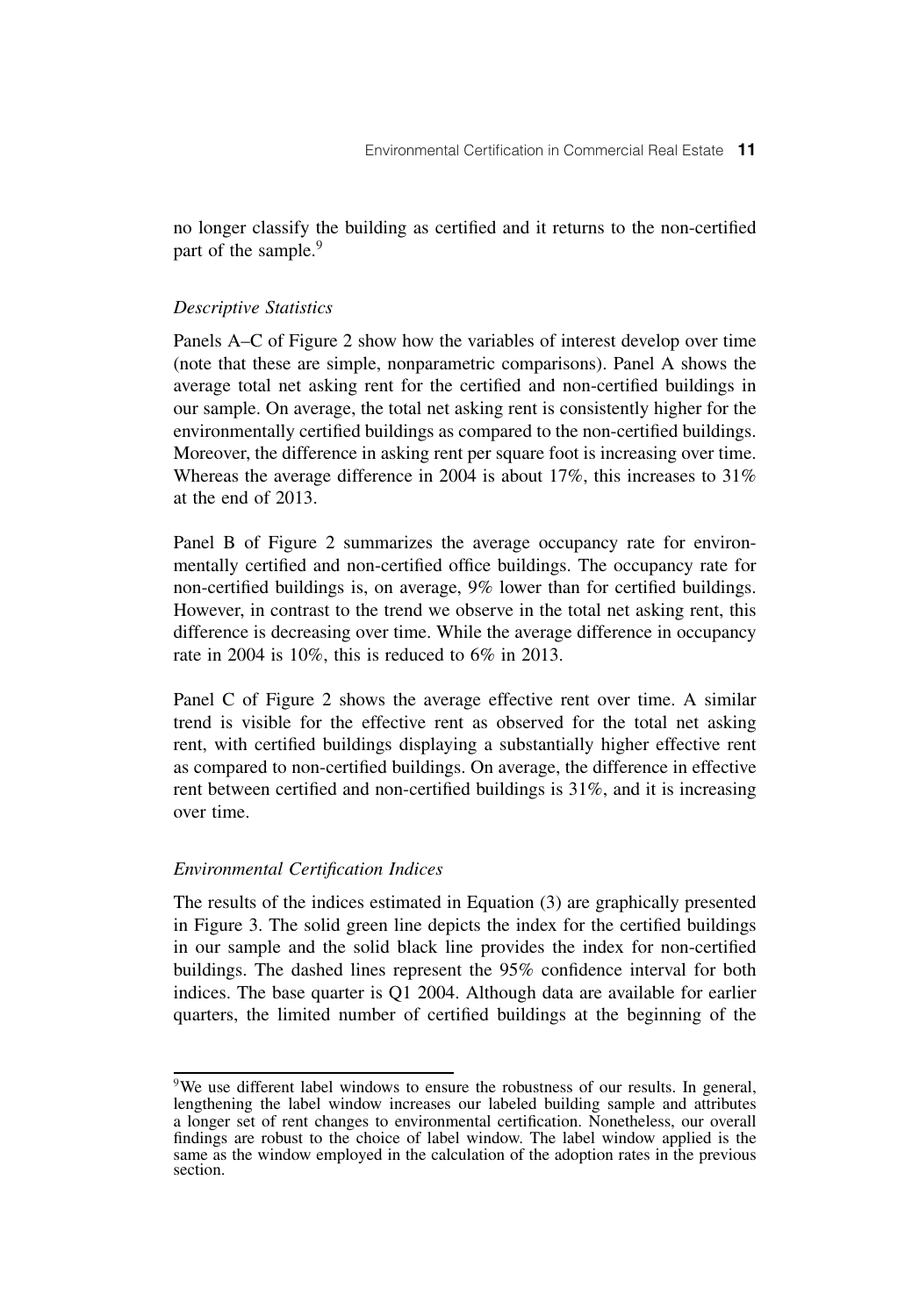no longer classify the building as certified and it returns to the non-certified part of the sample.[9]

### *Descriptive Statistics*

Panels A–C of Figure 2 show how the variables of interest develop over time (note that these are simple, nonparametric comparisons). Panel A shows the average total net asking rent for the certified and non-certified buildings in our sample. On average, the total net asking rent is consistently higher for the environmentally certified buildings as compared to the non-certified buildings. Moreover, the difference in asking rent per square foot is increasing over time. Whereas the average difference in 2004 is about 17%, this increases to 31% at the end of 2013.

Panel B of Figure 2 summarizes the average occupancy rate for environmentally certified and non-certified office buildings. The occupancy rate for non-certified buildings is, on average, 9% lower than for certified buildings. However, in contrast to the trend we observe in the total net asking rent, this difference is decreasing over time. While the average difference in occupancy rate in 2004 is 10%, this is reduced to 6% in 2013.

Panel C of Figure 2 shows the average effective rent over time. A similar trend is visible for the effective rent as observed for the total net asking rent, with certified buildings displaying a substantially higher effective rent as compared to non-certified buildings. On average, the difference in effective rent between certified and non-certified buildings is 31%, and it is increasing over time.

### *Environmental Certification Indices*

The results of the indices estimated in Equation (3) are graphically presented in Figure 3. The solid green line depicts the index for the certified buildings in our sample and the solid black line provides the index for non-certified buildings. The dashed lines represent the 95% confidence interval for both indices. The base quarter is Q1 2004. Although data are available for earlier quarters, the limited number of certified buildings at the beginning of the

---

[9] We use different label windows to ensure the robustness of our results. In general, lengthening the label window increases our labeled building sample and attributes a longer set of rent changes to environmental certification. Nonetheless, our overall findings are robust to the choice of label window. The label window applied is the same as the window employed in the calculation of the adoption rates in the previous section.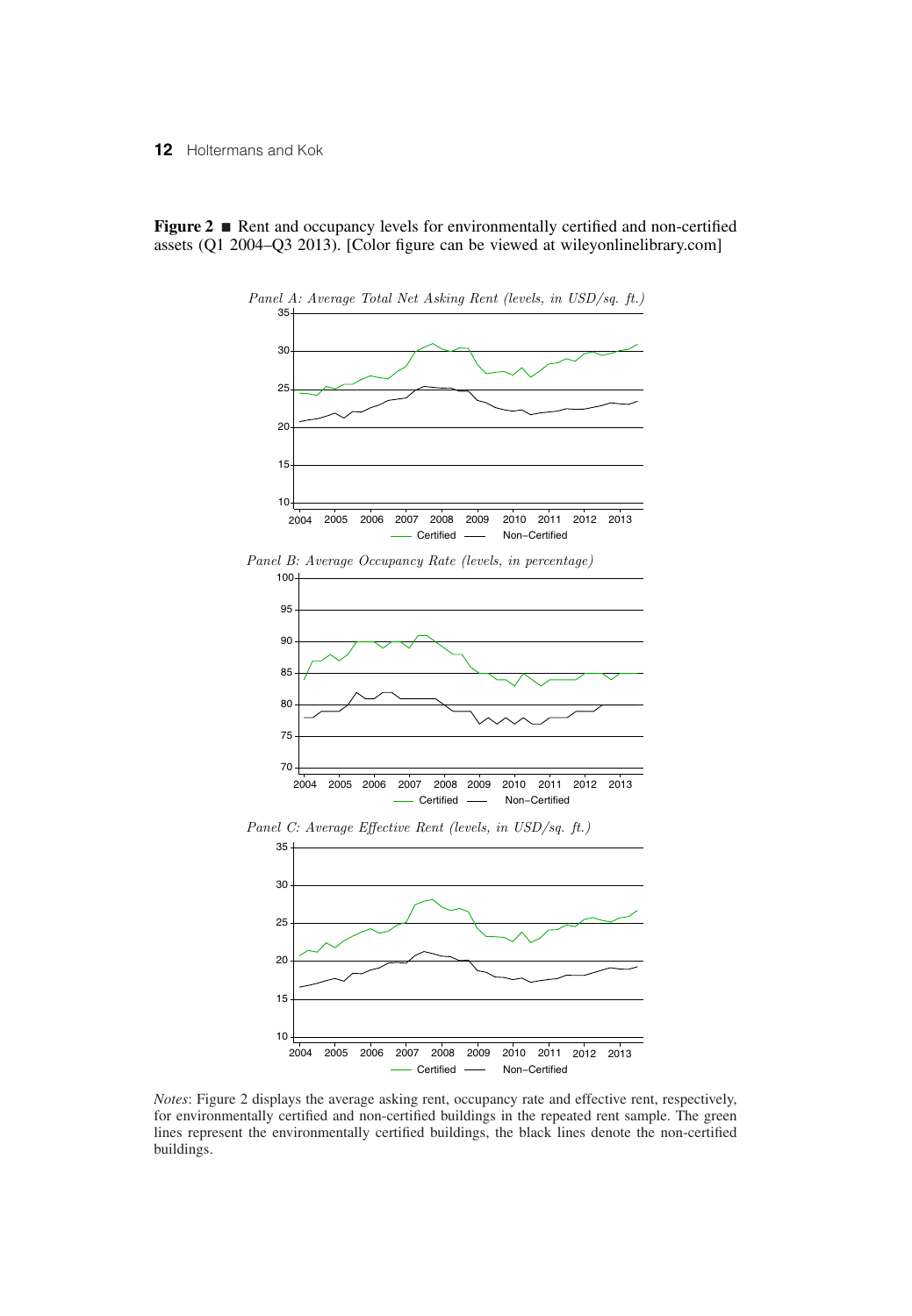**Figure 2** ■ Rent and occupancy levels for environmentally certified and non-certified assets (Q1 2004–Q3 2013). [Color figure can be viewed at wileyonlinelibrary.com]

*Panel A: Average Total Net Asking Rent (levels, in USD/sq. ft.)*

*Panel B: Average Occupancy Rate (levels, in percentage)*

*Panel C: Average Effective Rent (levels, in USD/sq. ft.)*

*Notes*: Figure 2 displays the average asking rent, occupancy rate and effective rent, respectively, for environmentally certified and non-certified buildings in the repeated rent sample. The green lines represent the environmentally certified buildings, the black lines denote the non-certified buildings.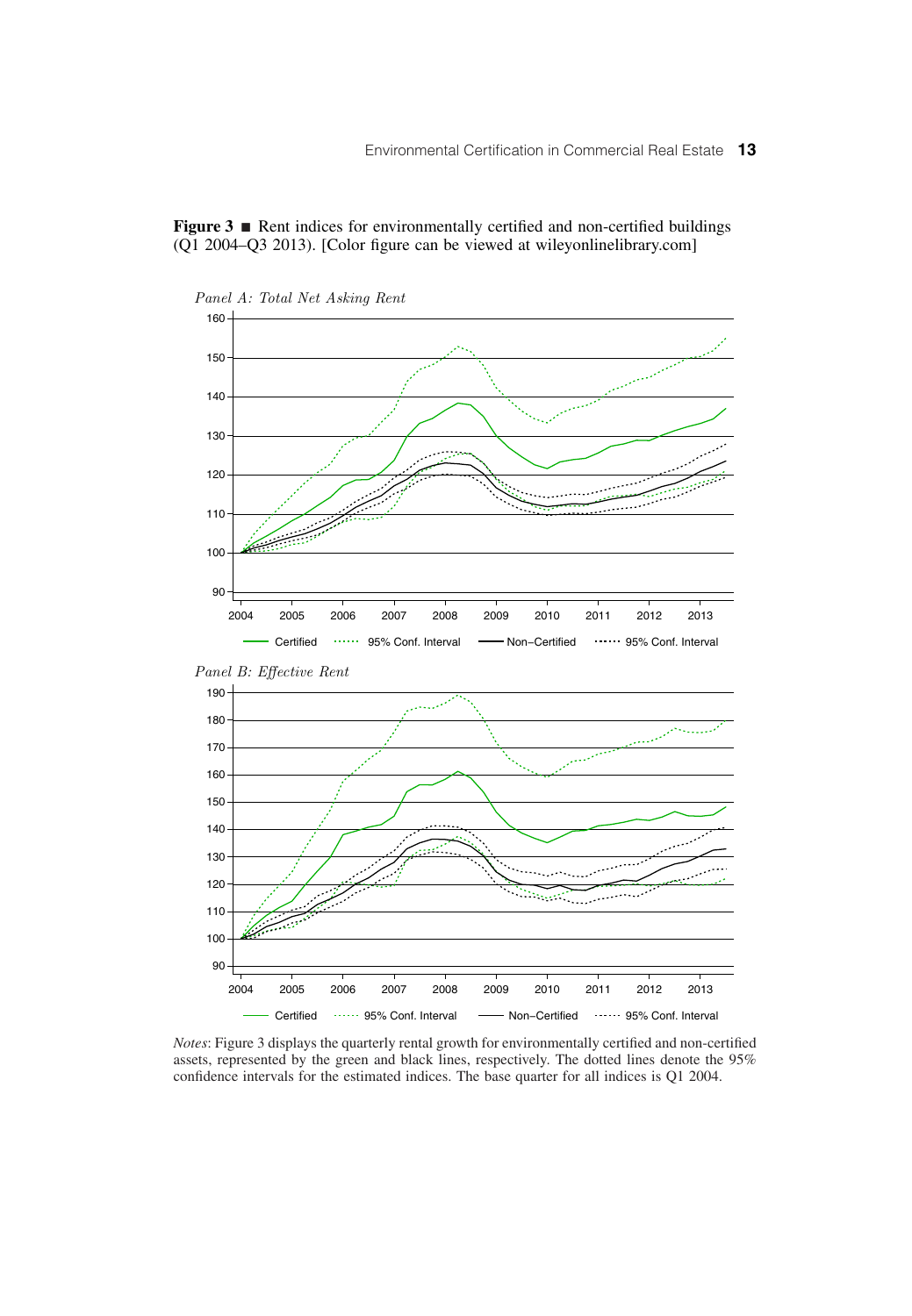**Figure 3** ■ Rent indices for environmentally certified and non-certified buildings (Q1 2004–Q3 2013). [Color figure can be viewed at wileyonlinelibrary.com]

*Panel A: Total Net Asking Rent*

*Panel B: Effective Rent*

*Notes*: Figure 3 displays the quarterly rental growth for environmentally certified and non-certified assets, represented by the green and black lines, respectively. The dotted lines denote the 95% confidence intervals for the estimated indices. The base quarter for all indices is Q1 2004.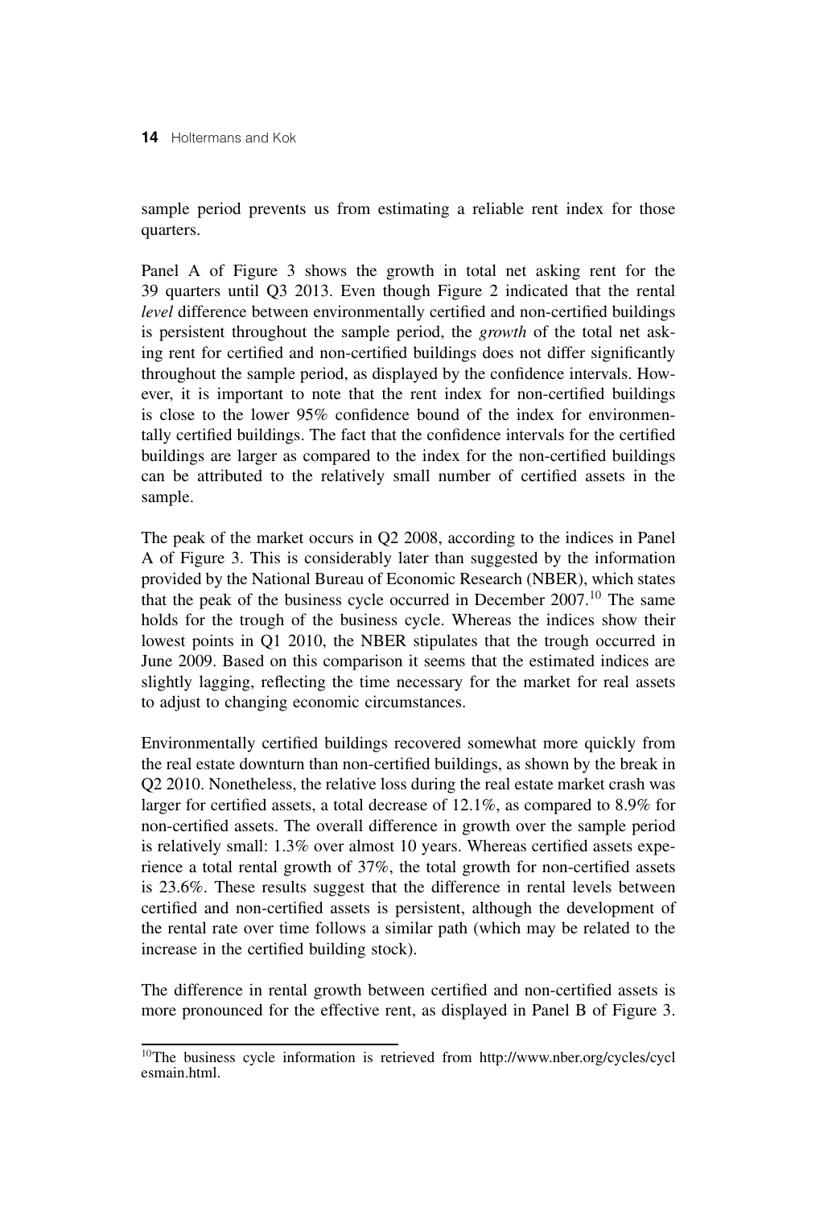sample period prevents us from estimating a reliable rent index for those quarters.

Panel A of Figure 3 shows the growth in total net asking rent for the 39 quarters until Q3 2013. Even though Figure 2 indicated that the rental *level* difference between environmentally certified and non-certified buildings is persistent throughout the sample period, the *growth* of the total net asking rent for certified and non-certified buildings does not differ significantly throughout the sample period, as displayed by the confidence intervals. However, it is important to note that the rent index for non-certified buildings is close to the lower 95% confidence bound of the index for environmentally certified buildings. The fact that the confidence intervals for the certified buildings are larger as compared to the index for the non-certified buildings can be attributed to the relatively small number of certified assets in the sample.

The peak of the market occurs in Q2 2008, according to the indices in Panel A of Figure 3. This is considerably later than suggested by the information provided by the National Bureau of Economic Research (NBER), which states that the peak of the business cycle occurred in December 2007.[10] The same holds for the trough of the business cycle. Whereas the indices show their lowest points in Q1 2010, the NBER stipulates that the trough occurred in June 2009. Based on this comparison it seems that the estimated indices are slightly lagging, reflecting the time necessary for the market for real assets to adjust to changing economic circumstances.

Environmentally certified buildings recovered somewhat more quickly from the real estate downturn than non-certified buildings, as shown by the break in Q2 2010. Nonetheless, the relative loss during the real estate market crash was larger for certified assets, a total decrease of 12.1%, as compared to 8.9% for non-certified assets. The overall difference in growth over the sample period is relatively small: 1.3% over almost 10 years. Whereas certified assets experience a total rental growth of 37%, the total growth for non-certified assets is 23.6%. These results suggest that the difference in rental levels between certified and non-certified assets is persistent, although the development of the rental rate over time follows a similar path (which may be related to the increase in the certified building stock).

The difference in rental growth between certified and non-certified assets is more pronounced for the effective rent, as displayed in Panel B of Figure 3.

[10]The business cycle information is retrieved from http://www.nber.org/cycles/cyclesmain.html.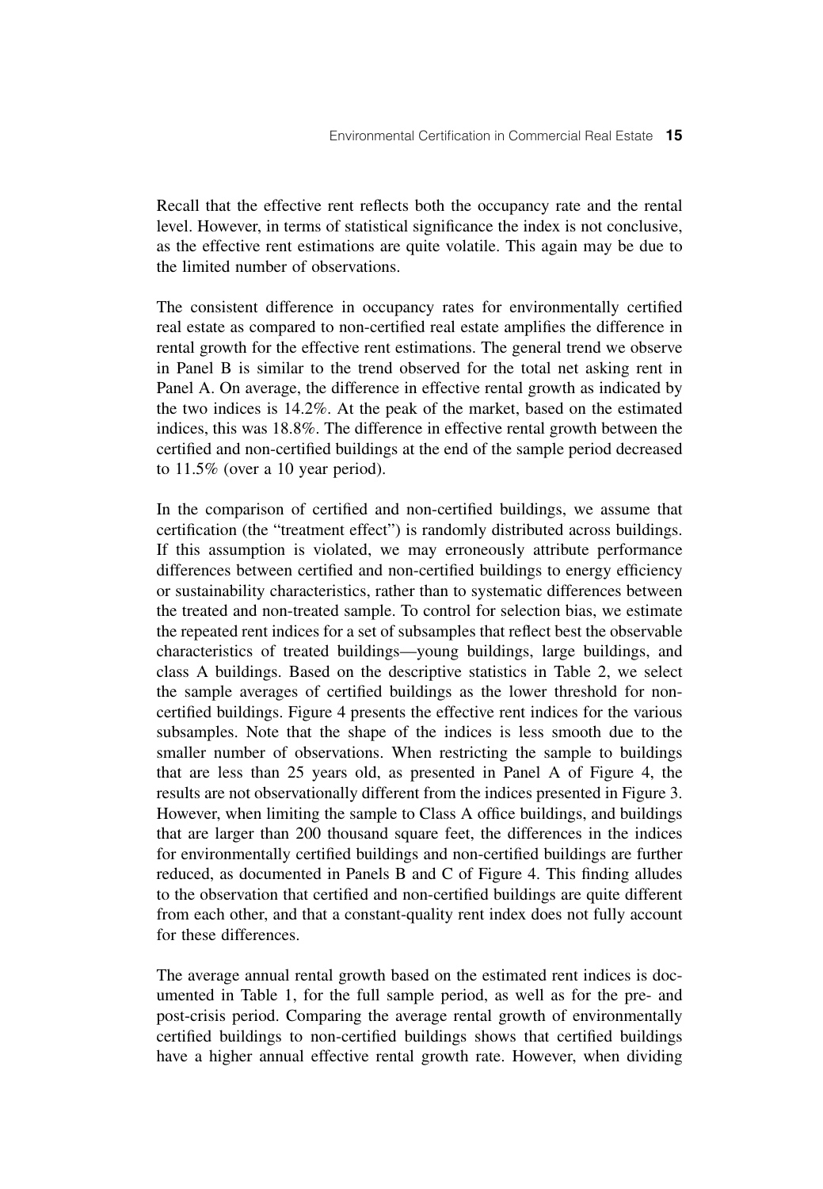Recall that the effective rent reflects both the occupancy rate and the rental level. However, in terms of statistical significance the index is not conclusive, as the effective rent estimations are quite volatile. This again may be due to the limited number of observations.

The consistent difference in occupancy rates for environmentally certified real estate as compared to non-certified real estate amplifies the difference in rental growth for the effective rent estimations. The general trend we observe in Panel B is similar to the trend observed for the total net asking rent in Panel A. On average, the difference in effective rental growth as indicated by the two indices is 14.2%. At the peak of the market, based on the estimated indices, this was 18.8%. The difference in effective rental growth between the certified and non-certified buildings at the end of the sample period decreased to 11.5% (over a 10 year period).

In the comparison of certified and non-certified buildings, we assume that certification (the "treatment effect") is randomly distributed across buildings. If this assumption is violated, we may erroneously attribute performance differences between certified and non-certified buildings to energy efficiency or sustainability characteristics, rather than to systematic differences between the treated and non-treated sample. To control for selection bias, we estimate the repeated rent indices for a set of subsamples that reflect best the observable characteristics of treated buildings—young buildings, large buildings, and class A buildings. Based on the descriptive statistics in Table 2, we select the sample averages of certified buildings as the lower threshold for non-certified buildings. Figure 4 presents the effective rent indices for the various subsamples. Note that the shape of the indices is less smooth due to the smaller number of observations. When restricting the sample to buildings that are less than 25 years old, as presented in Panel A of Figure 4, the results are not observationally different from the indices presented in Figure 3. However, when limiting the sample to Class A office buildings, and buildings that are larger than 200 thousand square feet, the differences in the indices for environmentally certified buildings and non-certified buildings are further reduced, as documented in Panels B and C of Figure 4. This finding alludes to the observation that certified and non-certified buildings are quite different from each other, and that a constant-quality rent index does not fully account for these differences.

The average annual rental growth based on the estimated rent indices is documented in Table 1, for the full sample period, as well as for the pre- and post-crisis period. Comparing the average rental growth of environmentally certified buildings to non-certified buildings shows that certified buildings have a higher annual effective rental growth rate. However, when dividing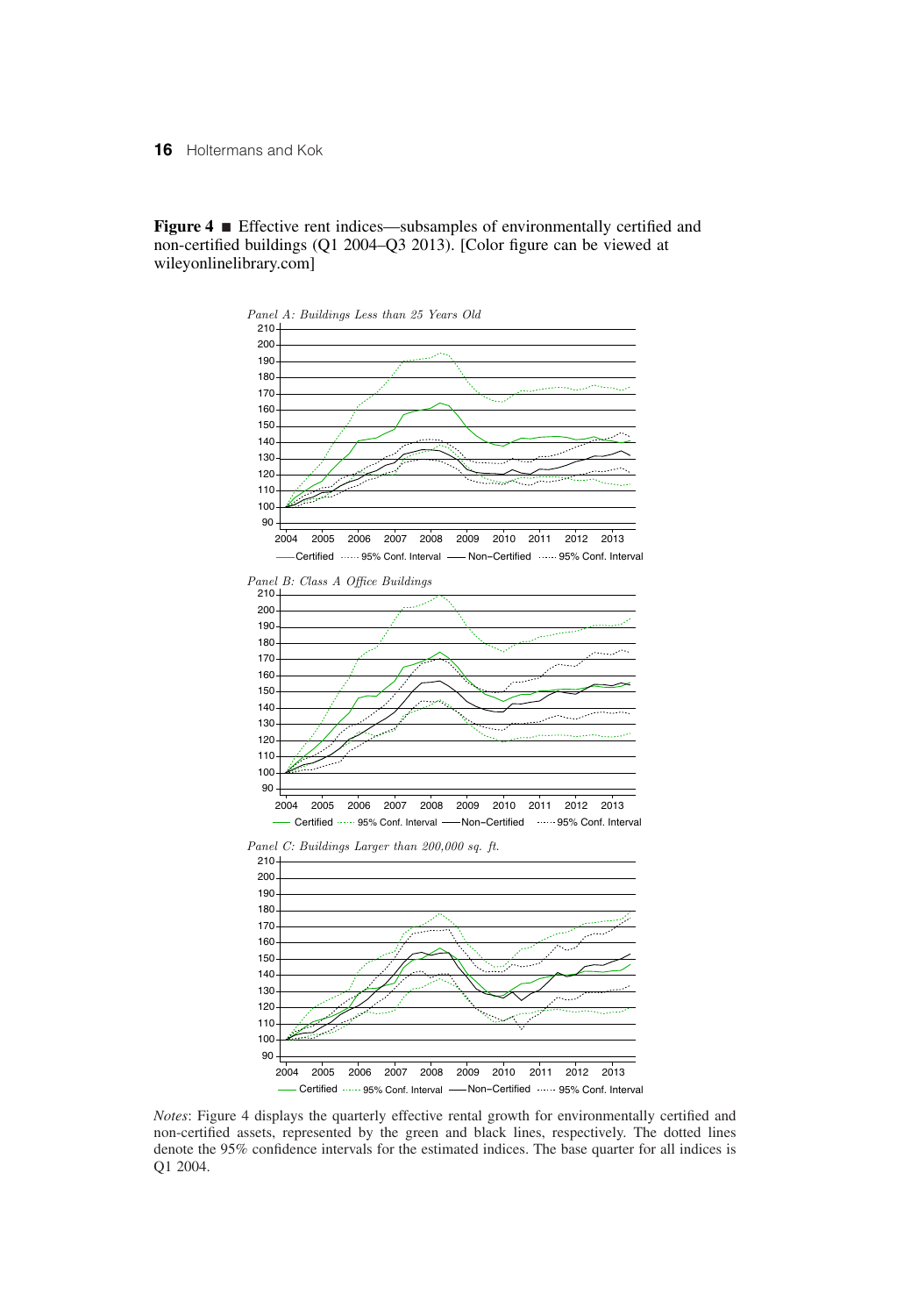**Figure 4** ■ Effective rent indices—subsamples of environmentally certified and non-certified buildings (Q1 2004–Q3 2013). [Color figure can be viewed at wileyonlinelibrary.com]

*Panel A: Buildings Less than 25 Years Old*

*Panel B: Class A Office Buildings*

*Panel C: Buildings Larger than 200,000 sq. ft.*

*Notes*: Figure 4 displays the quarterly effective rental growth for environmentally certified and non-certified assets, represented by the green and black lines, respectively. The dotted lines denote the 95% confidence intervals for the estimated indices. The base quarter for all indices is Q1 2004.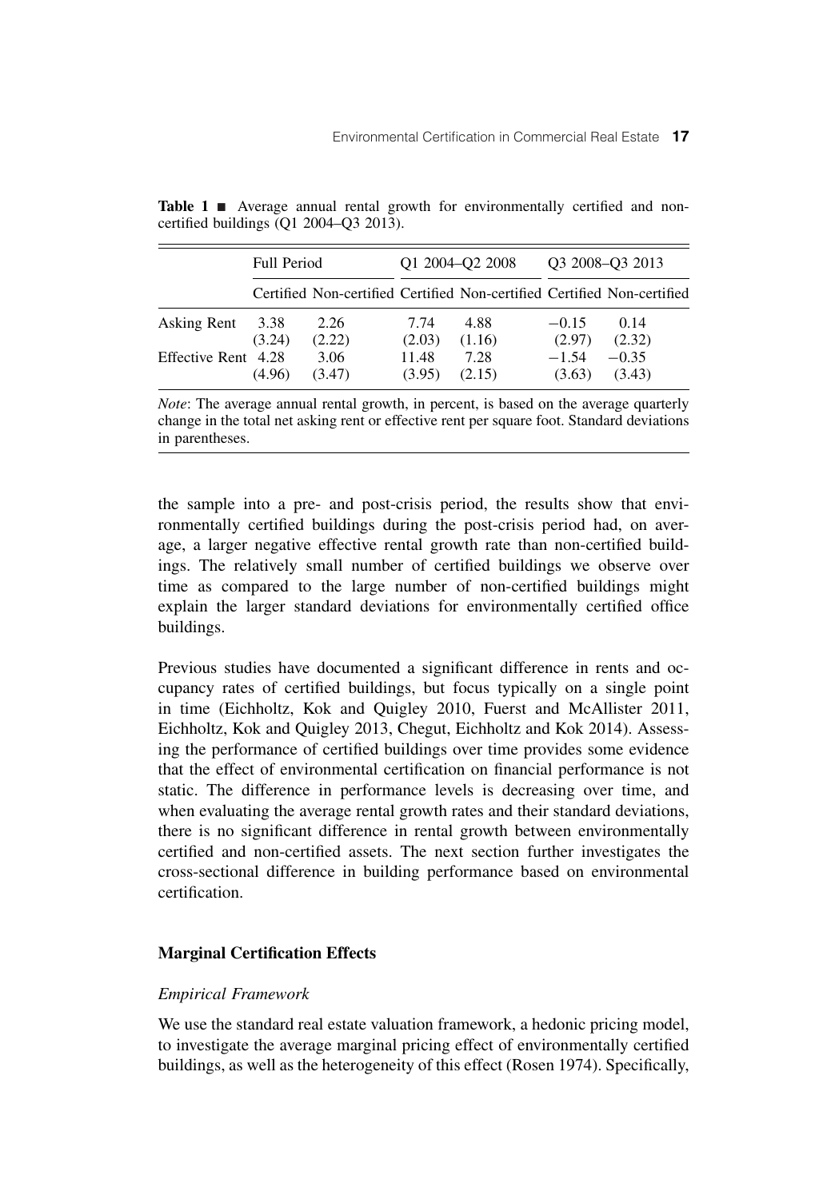**Table 1** ■ Average annual rental growth for environmentally certified and non-certified buildings (Q1 2004–Q3 2013).

| | Full Period | | Q1 2004–Q2 2008 | | Q3 2008–Q3 2013 | |
|---|---|---|---|---|---|---|
| | Certified | Non-certified | Certified | Non-certified | Certified | Non-certified |
| Asking Rent | 3.38 | 2.26 | 7.74 | 4.88 | −0.15 | 0.14 |
| | (3.24) | (2.22) | (2.03) | (1.16) | (2.97) | (2.32) |
| Effective Rent | 4.28 | 3.06 | 11.48 | 7.28 | −1.54 | −0.35 |
| | (4.96) | (3.47) | (3.95) | (2.15) | (3.63) | (3.43) |

*Note*: The average annual rental growth, in percent, is based on the average quarterly change in the total net asking rent or effective rent per square foot. Standard deviations in parentheses.

the sample into a pre- and post-crisis period, the results show that environmentally certified buildings during the post-crisis period had, on average, a larger negative effective rental growth rate than non-certified buildings. The relatively small number of certified buildings we observe over time as compared to the large number of non-certified buildings might explain the larger standard deviations for environmentally certified office buildings.

Previous studies have documented a significant difference in rents and occupancy rates of certified buildings, but focus typically on a single point in time (Eichholtz, Kok and Quigley 2010, Fuerst and McAllister 2011, Eichholtz, Kok and Quigley 2013, Chegut, Eichholtz and Kok 2014). Assessing the performance of certified buildings over time provides some evidence that the effect of environmental certification on financial performance is not static. The difference in performance levels is decreasing over time, and when evaluating the average rental growth rates and their standard deviations, there is no significant difference in rental growth between environmentally certified and non-certified assets. The next section further investigates the cross-sectional difference in building performance based on environmental certification.

## Marginal Certification Effects

### *Empirical Framework*

We use the standard real estate valuation framework, a hedonic pricing model, to investigate the average marginal pricing effect of environmentally certified buildings, as well as the heterogeneity of this effect (Rosen 1974). Specifically,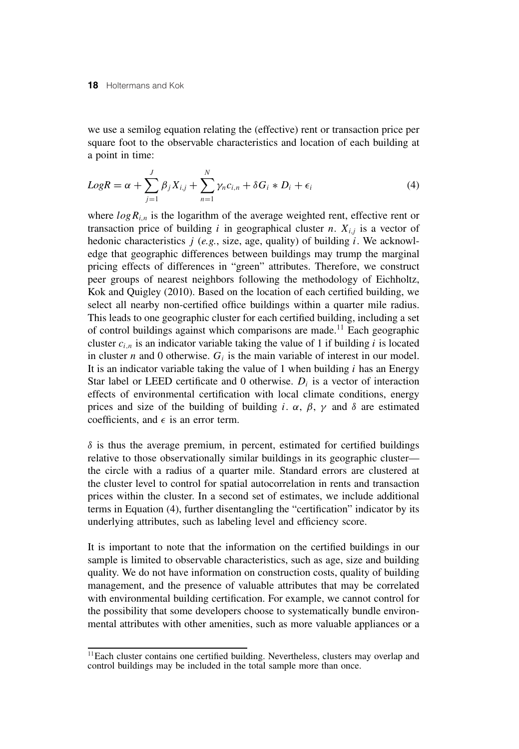we use a semilog equation relating the (effective) rent or transaction price per square foot to the observable characteristics and location of each building at a point in time:

$$LogR = \alpha + \sum_{j=1}^{J} \beta_j X_{i,j} + \sum_{n=1}^{N} \gamma_n c_{i,n} + \delta G_i * D_i + \epsilon_i \tag{4}$$

where $log R_{i,n}$ is the logarithm of the average weighted rent, effective rent or transaction price of building $i$ in geographical cluster $n$. $X_{i,j}$ is a vector of hedonic characteristics $j$ (*e.g.*, size, age, quality) of building $i$. We acknowledge that geographic differences between buildings may trump the marginal pricing effects of differences in "green" attributes. Therefore, we construct peer groups of nearest neighbors following the methodology of Eichholtz, Kok and Quigley (2010). Based on the location of each certified building, we select all nearby non-certified office buildings within a quarter mile radius. This leads to one geographic cluster for each certified building, including a set of control buildings against which comparisons are made.[11] Each geographic cluster $c_{i,n}$ is an indicator variable taking the value of 1 if building $i$ is located in cluster $n$ and 0 otherwise. $G_i$ is the main variable of interest in our model. It is an indicator variable taking the value of 1 when building $i$ has an Energy Star label or LEED certificate and 0 otherwise. $D_i$ is a vector of interaction effects of environmental certification with local climate conditions, energy prices and size of the building of building $i$. $\alpha$, $\beta$, $\gamma$ and $\delta$ are estimated coefficients, and $\epsilon$ is an error term.

$\delta$ is thus the average premium, in percent, estimated for certified buildings relative to those observationally similar buildings in its geographic cluster—the circle with a radius of a quarter mile. Standard errors are clustered at the cluster level to control for spatial autocorrelation in rents and transaction prices within the cluster. In a second set of estimates, we include additional terms in Equation (4), further disentangling the "certification" indicator by its underlying attributes, such as labeling level and efficiency score.

It is important to note that the information on the certified buildings in our sample is limited to observable characteristics, such as age, size and building quality. We do not have information on construction costs, quality of building management, and the presence of valuable attributes that may be correlated with environmental building certification. For example, we cannot control for the possibility that some developers choose to systematically bundle environmental attributes with other amenities, such as more valuable appliances or a

[11] Each cluster contains one certified building. Nevertheless, clusters may overlap and control buildings may be included in the total sample more than once.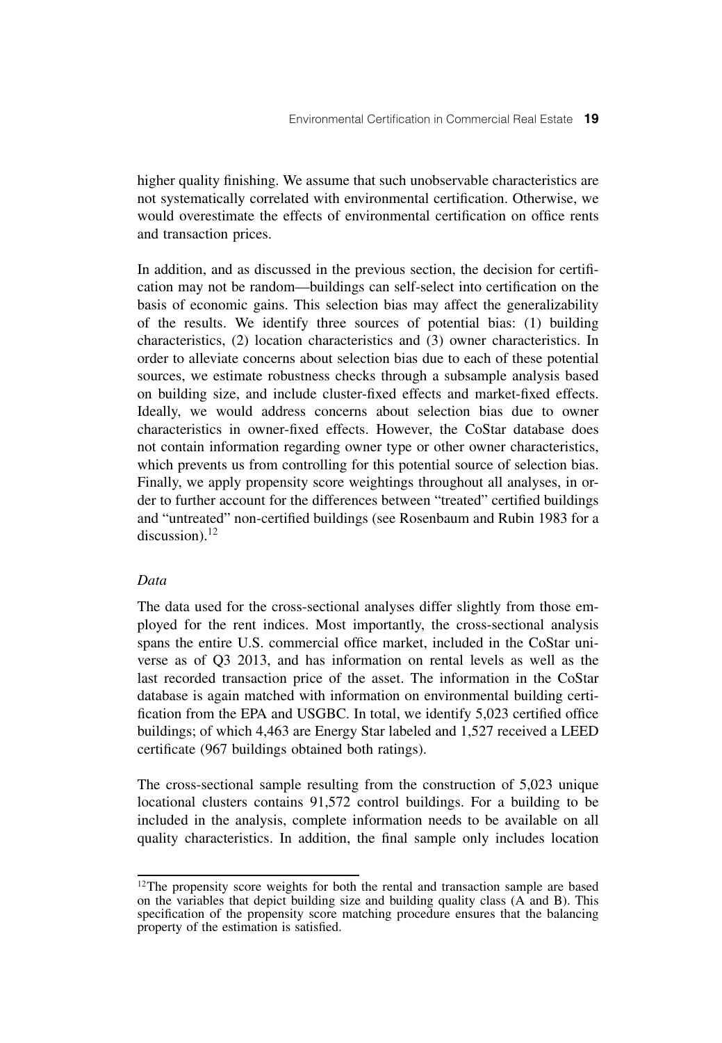higher quality finishing. We assume that such unobservable characteristics are not systematically correlated with environmental certification. Otherwise, we would overestimate the effects of environmental certification on office rents and transaction prices.

In addition, and as discussed in the previous section, the decision for certification may not be random—buildings can self-select into certification on the basis of economic gains. This selection bias may affect the generalizability of the results. We identify three sources of potential bias: (1) building characteristics, (2) location characteristics and (3) owner characteristics. In order to alleviate concerns about selection bias due to each of these potential sources, we estimate robustness checks through a subsample analysis based on building size, and include cluster-fixed effects and market-fixed effects. Ideally, we would address concerns about selection bias due to owner characteristics in owner-fixed effects. However, the CoStar database does not contain information regarding owner type or other owner characteristics, which prevents us from controlling for this potential source of selection bias. Finally, we apply propensity score weightings throughout all analyses, in order to further account for the differences between "treated" certified buildings and "untreated" non-certified buildings (see Rosenbaum and Rubin 1983 for a discussion).[12]

*Data*

The data used for the cross-sectional analyses differ slightly from those employed for the rent indices. Most importantly, the cross-sectional analysis spans the entire U.S. commercial office market, included in the CoStar universe as of Q3 2013, and has information on rental levels as well as the last recorded transaction price of the asset. The information in the CoStar database is again matched with information on environmental building certification from the EPA and USGBC. In total, we identify 5,023 certified office buildings; of which 4,463 are Energy Star labeled and 1,527 received a LEED certificate (967 buildings obtained both ratings).

The cross-sectional sample resulting from the construction of 5,023 unique locational clusters contains 91,572 control buildings. For a building to be included in the analysis, complete information needs to be available on all quality characteristics. In addition, the final sample only includes location

[12]The propensity score weights for both the rental and transaction sample are based on the variables that depict building size and building quality class (A and B). This specification of the propensity score matching procedure ensures that the balancing property of the estimation is satisfied.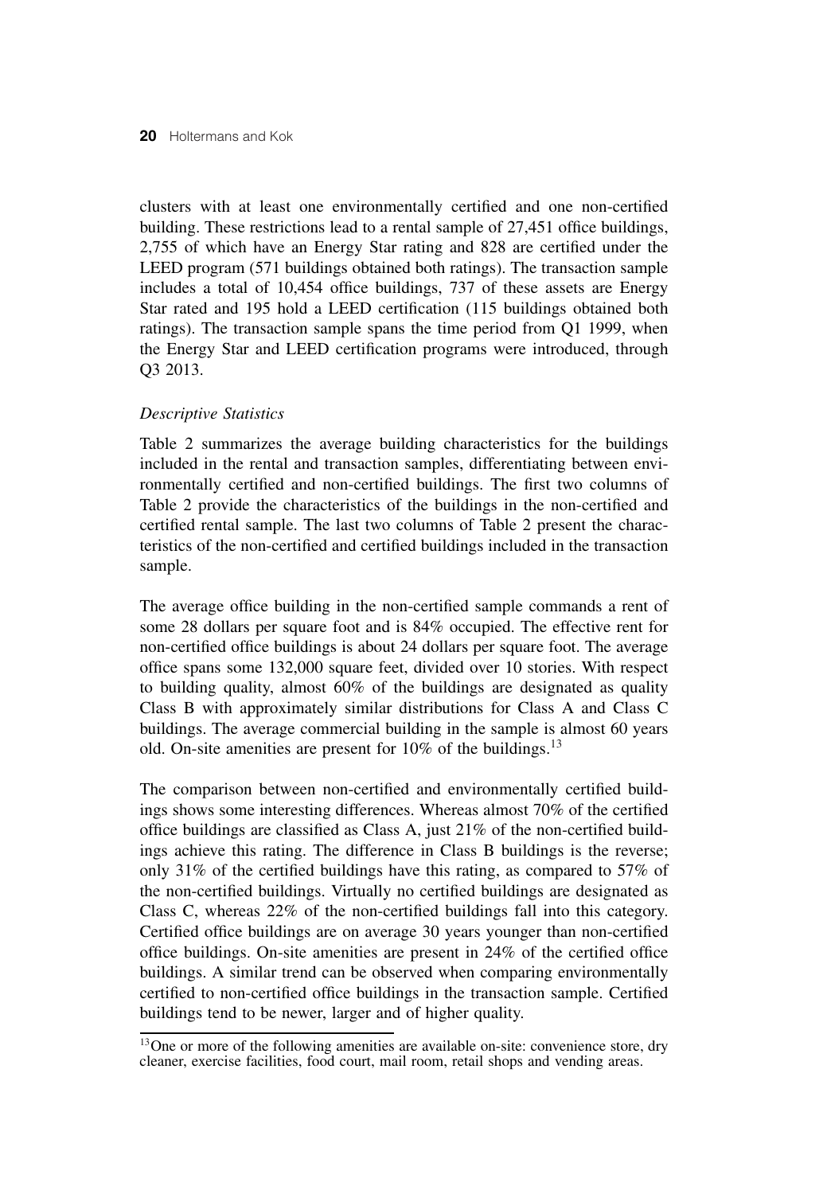clusters with at least one environmentally certified and one non-certified building. These restrictions lead to a rental sample of 27,451 office buildings, 2,755 of which have an Energy Star rating and 828 are certified under the LEED program (571 buildings obtained both ratings). The transaction sample includes a total of 10,454 office buildings, 737 of these assets are Energy Star rated and 195 hold a LEED certification (115 buildings obtained both ratings). The transaction sample spans the time period from Q1 1999, when the Energy Star and LEED certification programs were introduced, through Q3 2013.

### *Descriptive Statistics*

Table 2 summarizes the average building characteristics for the buildings included in the rental and transaction samples, differentiating between environmentally certified and non-certified buildings. The first two columns of Table 2 provide the characteristics of the buildings in the non-certified and certified rental sample. The last two columns of Table 2 present the characteristics of the non-certified and certified buildings included in the transaction sample.

The average office building in the non-certified sample commands a rent of some 28 dollars per square foot and is 84% occupied. The effective rent for non-certified office buildings is about 24 dollars per square foot. The average office spans some 132,000 square feet, divided over 10 stories. With respect to building quality, almost 60% of the buildings are designated as quality Class B with approximately similar distributions for Class A and Class C buildings. The average commercial building in the sample is almost 60 years old. On-site amenities are present for 10% of the buildings.[13]

The comparison between non-certified and environmentally certified buildings shows some interesting differences. Whereas almost 70% of the certified office buildings are classified as Class A, just 21% of the non-certified buildings achieve this rating. The difference in Class B buildings is the reverse; only 31% of the certified buildings have this rating, as compared to 57% of the non-certified buildings. Virtually no certified buildings are designated as Class C, whereas 22% of the non-certified buildings fall into this category. Certified office buildings are on average 30 years younger than non-certified office buildings. On-site amenities are present in 24% of the certified office buildings. A similar trend can be observed when comparing environmentally certified to non-certified office buildings in the transaction sample. Certified buildings tend to be newer, larger and of higher quality.

---

[13] One or more of the following amenities are available on-site: convenience store, dry cleaner, exercise facilities, food court, mail room, retail shops and vending areas.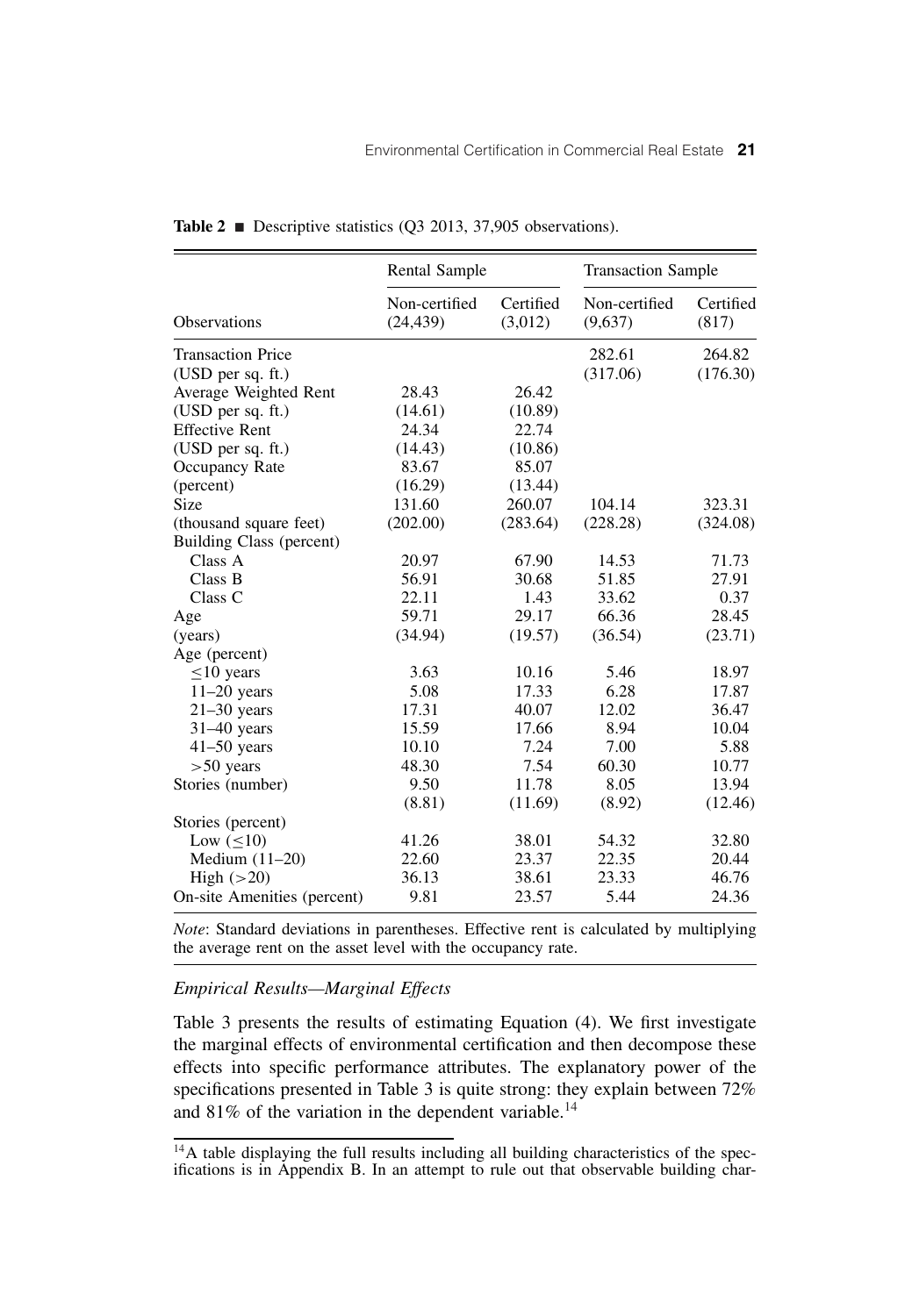**Table 2** ■ Descriptive statistics (Q3 2013, 37,905 observations).

| | Rental Sample | | Transaction Sample | |
|---|---|---|---|---|
| Observations | Non-certified (24,439) | Certified (3,012) | Non-certified (9,637) | Certified (817) |
| Transaction Price | | | 282.61 | 264.82 |
| (USD per sq. ft.) | | | (317.06) | (176.30) |
| Average Weighted Rent | 28.43 | 26.42 | | |
| (USD per sq. ft.) | (14.61) | (10.89) | | |
| Effective Rent | 24.34 | 22.74 | | |
| (USD per sq. ft.) | (14.43) | (10.86) | | |
| Occupancy Rate | 83.67 | 85.07 | | |
| (percent) | (16.29) | (13.44) | | |
| Size | 131.60 | 260.07 | 104.14 | 323.31 |
| (thousand square feet) | (202.00) | (283.64) | (228.28) | (324.08) |
| Building Class (percent) | | | | |
| Class A | 20.97 | 67.90 | 14.53 | 71.73 |
| Class B | 56.91 | 30.68 | 51.85 | 27.91 |
| Class C | 22.11 | 1.43 | 33.62 | 0.37 |
| Age | 59.71 | 29.17 | 66.36 | 28.45 |
| (years) | (34.94) | (19.57) | (36.54) | (23.71) |
| Age (percent) | | | | |
| $\leq$10 years | 3.63 | 10.16 | 5.46 | 18.97 |
| 11–20 years | 5.08 | 17.33 | 6.28 | 17.87 |
| 21–30 years | 17.31 | 40.07 | 12.02 | 36.47 |
| 31–40 years | 15.59 | 17.66 | 8.94 | 10.04 |
| 41–50 years | 10.10 | 7.24 | 7.00 | 5.88 |
| >50 years | 48.30 | 7.54 | 60.30 | 10.77 |
| Stories (number) | 9.50 | 11.78 | 8.05 | 13.94 |
| | (8.81) | (11.69) | (8.92) | (12.46) |
| Stories (percent) | | | | |
| Low ($\leq$10) | 41.26 | 38.01 | 54.32 | 32.80 |
| Medium (11–20) | 22.60 | 23.37 | 22.35 | 20.44 |
| High (>20) | 36.13 | 38.61 | 23.33 | 46.76 |
| On-site Amenities (percent) | 9.81 | 23.57 | 5.44 | 24.36 |

*Note*: Standard deviations in parentheses. Effective rent is calculated by multiplying the average rent on the asset level with the occupancy rate.

### *Empirical Results—Marginal Effects*

Table 3 presents the results of estimating Equation (4). We first investigate the marginal effects of environmental certification and then decompose these effects into specific performance attributes. The explanatory power of the specifications presented in Table 3 is quite strong: they explain between 72% and 81% of the variation in the dependent variable.[14]

[14] A table displaying the full results including all building characteristics of the specifications is in Appendix B. In an attempt to rule out that observable building char-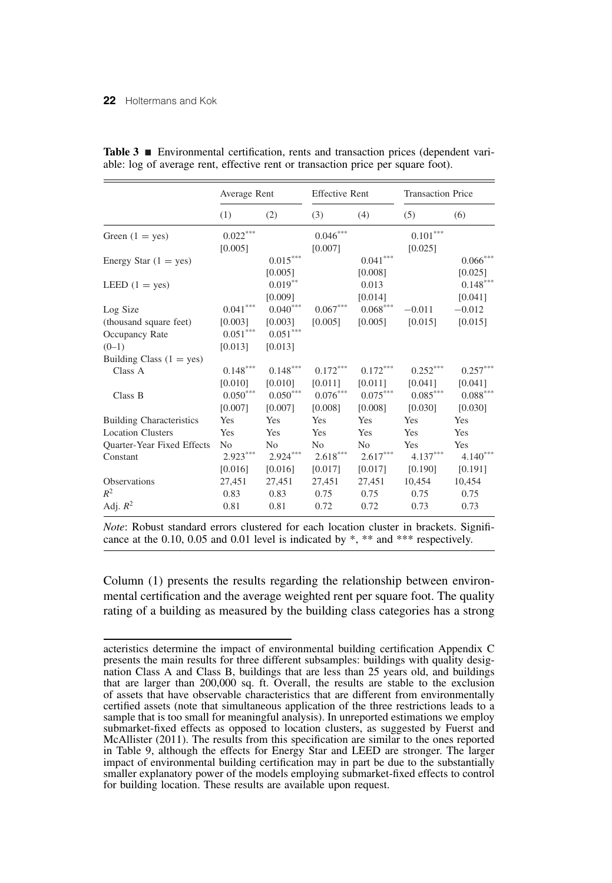**Table 3** ■ Environmental certification, rents and transaction prices (dependent variable: log of average rent, effective rent or transaction price per square foot).

| | Average Rent | | Effective Rent | | Transaction Price | |
|---|---|---|---|---|---|---|
| | (1) | (2) | (3) | (4) | (5) | (6) |
| Green (1 = yes) | 0.022*** | | 0.046*** | | 0.101*** | |
| | [0.005] | | [0.007] | | [0.025] | |
| Energy Star (1 = yes) | | 0.015*** | | 0.041*** | | 0.066*** |
| | | [0.005] | | [0.008] | | [0.025] |
| LEED (1 = yes) | | 0.019** | | 0.013 | | 0.148*** |
| | | [0.009] | | [0.014] | | [0.041] |
| Log Size | 0.041*** | 0.040*** | 0.067*** | 0.068*** | −0.011 | −0.012 |
| (thousand square feet) | [0.003] | [0.003] | [0.005] | [0.005] | [0.015] | [0.015] |
| Occupancy Rate | 0.051*** | 0.051*** | | | | |
| (0–1) | [0.013] | [0.013] | | | | |
| Building Class (1 = yes) | | | | | | |
| Class A | 0.148*** | 0.148*** | 0.172*** | 0.172*** | 0.252*** | 0.257*** |
| | [0.010] | [0.010] | [0.011] | [0.011] | [0.041] | [0.041] |
| Class B | 0.050*** | 0.050*** | 0.076*** | 0.075*** | 0.085*** | 0.088*** |
| | [0.007] | [0.007] | [0.008] | [0.008] | [0.030] | [0.030] |
| Building Characteristics | Yes | Yes | Yes | Yes | Yes | Yes |
| Location Clusters | Yes | Yes | Yes | Yes | Yes | Yes |
| Quarter-Year Fixed Effects | No | No | No | No | Yes | Yes |
| Constant | 2.923*** | 2.924*** | 2.618*** | 2.617*** | 4.137*** | 4.140*** |
| | [0.016] | [0.016] | [0.017] | [0.017] | [0.190] | [0.191] |
| Observations | 27,451 | 27,451 | 27,451 | 27,451 | 10,454 | 10,454 |
| $R^2$ | 0.83 | 0.83 | 0.75 | 0.75 | 0.75 | 0.75 |
| Adj. $R^2$ | 0.81 | 0.81 | 0.72 | 0.72 | 0.73 | 0.73 |

*Note*: Robust standard errors clustered for each location cluster in brackets. Significance at the 0.10, 0.05 and 0.01 level is indicated by *, ** and *** respectively.

Column (1) presents the results regarding the relationship between environmental certification and the average weighted rent per square foot. The quality rating of a building as measured by the building class categories has a strong

---

acteristics determine the impact of environmental building certification Appendix C presents the main results for three different subsamples: buildings with quality designation Class A and Class B, buildings that are less than 25 years old, and buildings that are larger than 200,000 sq. ft. Overall, the results are stable to the exclusion of assets that have observable characteristics that are different from environmentally certified assets (note that simultaneous application of the three restrictions leads to a sample that is too small for meaningful analysis). In unreported estimations we employ submarket-fixed effects as opposed to location clusters, as suggested by Fuerst and McAllister (2011). The results from this specification are similar to the ones reported in Table 9, although the effects for Energy Star and LEED are stronger. The larger impact of environmental building certification may in part be due to the substantially smaller explanatory power of the models employing submarket-fixed effects to control for building location. These results are available upon request.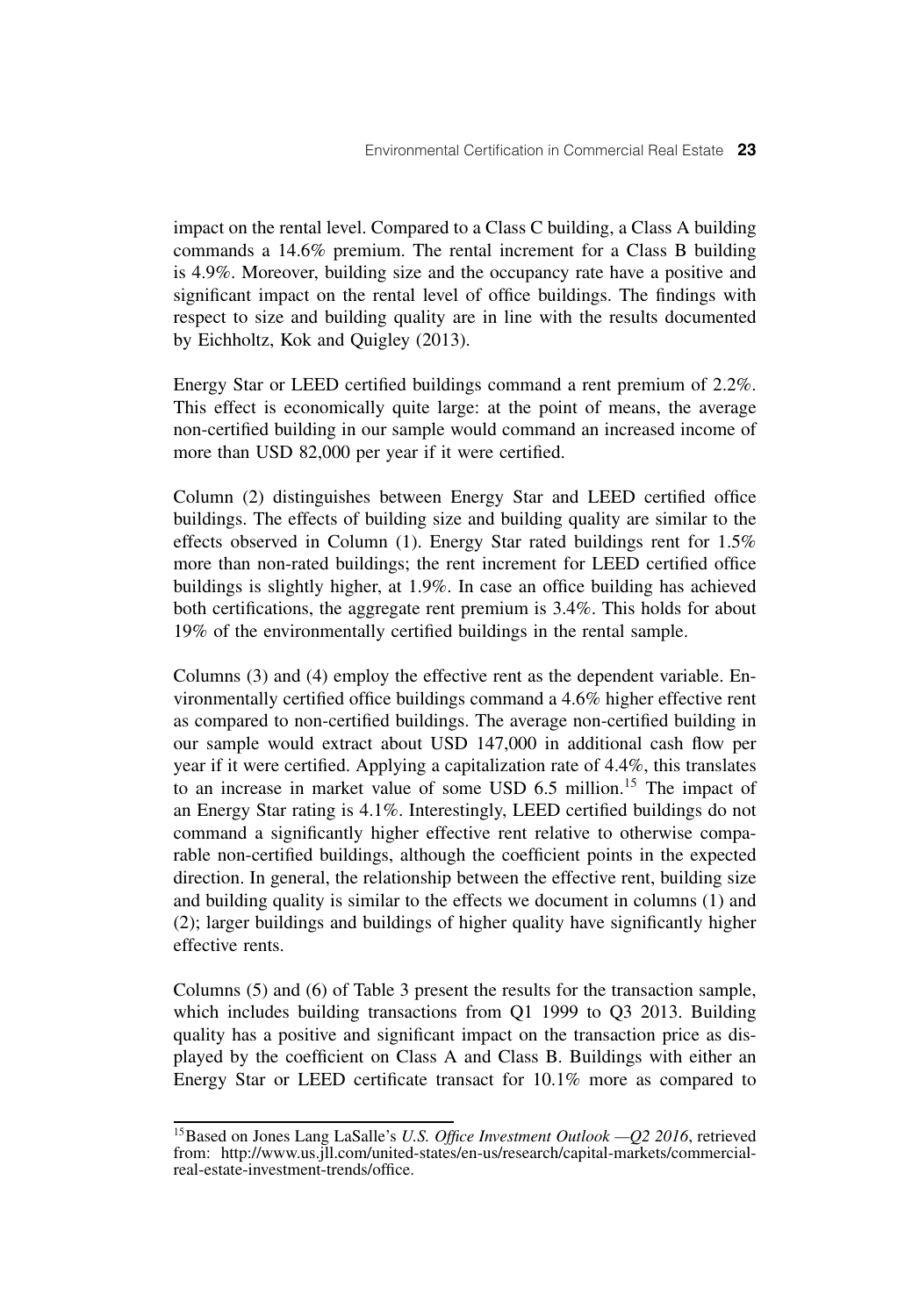impact on the rental level. Compared to a Class C building, a Class A building commands a 14.6% premium. The rental increment for a Class B building is 4.9%. Moreover, building size and the occupancy rate have a positive and significant impact on the rental level of office buildings. The findings with respect to size and building quality are in line with the results documented by Eichholtz, Kok and Quigley (2013).

Energy Star or LEED certified buildings command a rent premium of 2.2%. This effect is economically quite large: at the point of means, the average non-certified building in our sample would command an increased income of more than USD 82,000 per year if it were certified.

Column (2) distinguishes between Energy Star and LEED certified office buildings. The effects of building size and building quality are similar to the effects observed in Column (1). Energy Star rated buildings rent for 1.5% more than non-rated buildings; the rent increment for LEED certified office buildings is slightly higher, at 1.9%. In case an office building has achieved both certifications, the aggregate rent premium is 3.4%. This holds for about 19% of the environmentally certified buildings in the rental sample.

Columns (3) and (4) employ the effective rent as the dependent variable. Environmentally certified office buildings command a 4.6% higher effective rent as compared to non-certified buildings. The average non-certified building in our sample would extract about USD 147,000 in additional cash flow per year if it were certified. Applying a capitalization rate of 4.4%, this translates to an increase in market value of some USD 6.5 million.[15] The impact of an Energy Star rating is 4.1%. Interestingly, LEED certified buildings do not command a significantly higher effective rent relative to otherwise comparable non-certified buildings, although the coefficient points in the expected direction. In general, the relationship between the effective rent, building size and building quality is similar to the effects we document in columns (1) and (2); larger buildings and buildings of higher quality have significantly higher effective rents.

Columns (5) and (6) of Table 3 present the results for the transaction sample, which includes building transactions from Q1 1999 to Q3 2013. Building quality has a positive and significant impact on the transaction price as displayed by the coefficient on Class A and Class B. Buildings with either an Energy Star or LEED certificate transact for 10.1% more as compared to

[15]Based on Jones Lang LaSalle's *U.S. Office Investment Outlook —Q2 2016*, retrieved from: http://www.us.jll.com/united-states/en-us/research/capital-markets/commercial-real-estate-investment-trends/office.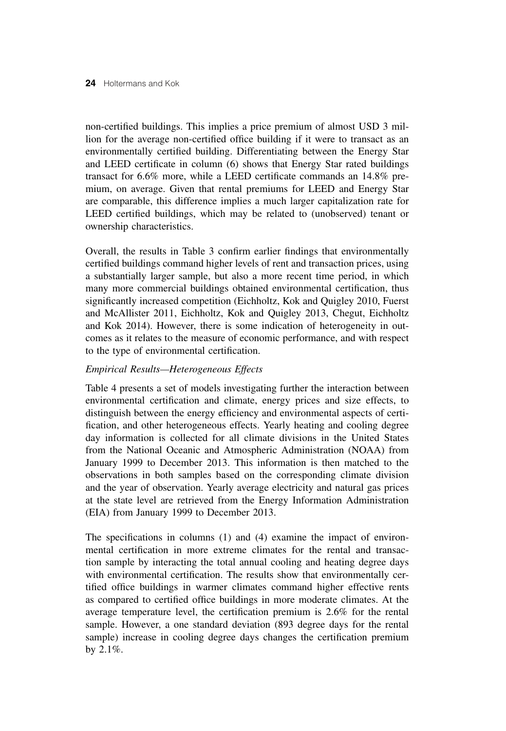non-certified buildings. This implies a price premium of almost USD 3 million for the average non-certified office building if it were to transact as an environmentally certified building. Differentiating between the Energy Star and LEED certificate in column (6) shows that Energy Star rated buildings transact for 6.6% more, while a LEED certificate commands an 14.8% premium, on average. Given that rental premiums for LEED and Energy Star are comparable, this difference implies a much larger capitalization rate for LEED certified buildings, which may be related to (unobserved) tenant or ownership characteristics.

Overall, the results in Table 3 confirm earlier findings that environmentally certified buildings command higher levels of rent and transaction prices, using a substantially larger sample, but also a more recent time period, in which many more commercial buildings obtained environmental certification, thus significantly increased competition (Eichholtz, Kok and Quigley 2010, Fuerst and McAllister 2011, Eichholtz, Kok and Quigley 2013, Chegut, Eichholtz and Kok 2014). However, there is some indication of heterogeneity in outcomes as it relates to the measure of economic performance, and with respect to the type of environmental certification.

*Empirical Results—Heterogeneous Effects*

Table 4 presents a set of models investigating further the interaction between environmental certification and climate, energy prices and size effects, to distinguish between the energy efficiency and environmental aspects of certification, and other heterogeneous effects. Yearly heating and cooling degree day information is collected for all climate divisions in the United States from the National Oceanic and Atmospheric Administration (NOAA) from January 1999 to December 2013. This information is then matched to the observations in both samples based on the corresponding climate division and the year of observation. Yearly average electricity and natural gas prices at the state level are retrieved from the Energy Information Administration (EIA) from January 1999 to December 2013.

The specifications in columns (1) and (4) examine the impact of environmental certification in more extreme climates for the rental and transaction sample by interacting the total annual cooling and heating degree days with environmental certification. The results show that environmentally certified office buildings in warmer climates command higher effective rents as compared to certified office buildings in more moderate climates. At the average temperature level, the certification premium is 2.6% for the rental sample. However, a one standard deviation (893 degree days for the rental sample) increase in cooling degree days changes the certification premium by 2.1%.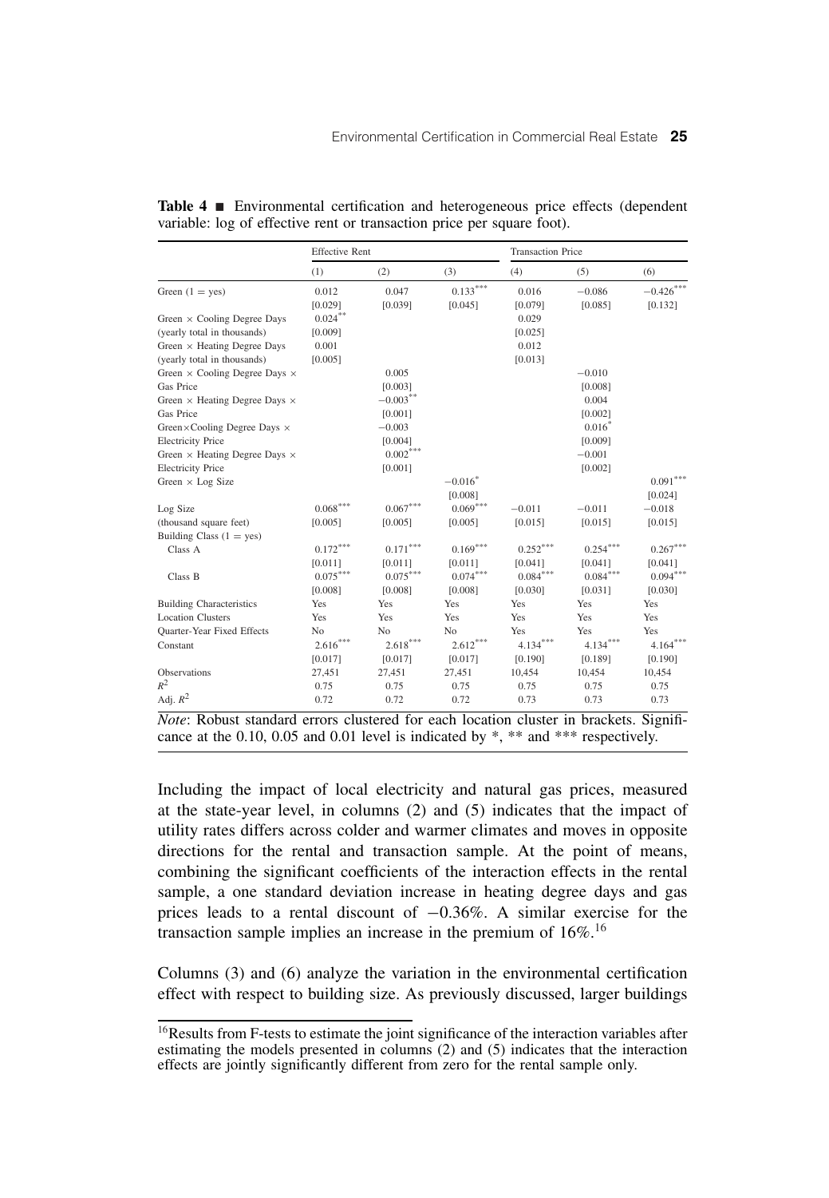**Table 4** ■ Environmental certification and heterogeneous price effects (dependent variable: log of effective rent or transaction price per square foot).

| | Effective Rent | | | Transaction Price | | |
|---|---|---|---|---|---|---|
| | (1) | (2) | (3) | (4) | (5) | (6) |
| Green (1 = yes) | 0.012 | 0.047 | 0.133*** | 0.016 | −0.086 | −0.426*** |
| | [0.029] | [0.039] | [0.045] | [0.079] | [0.085] | [0.132] |
| Green × Cooling Degree Days | 0.024** | | | 0.029 | | |
| (yearly total in thousands) | [0.009] | | | [0.025] | | |
| Green × Heating Degree Days | 0.001 | | | 0.012 | | |
| (yearly total in thousands) | [0.005] | | | [0.013] | | |
| Green × Cooling Degree Days × | | 0.005 | | | −0.010 | |
| Gas Price | | [0.003] | | | [0.008] | |
| Green × Heating Degree Days × | | −0.003** | | | 0.004 | |
| Gas Price | | [0.001] | | | [0.002] | |
| Green×Cooling Degree Days × | | −0.003 | | | 0.016* | |
| Electricity Price | | [0.004] | | | [0.009] | |
| Green × Heating Degree Days × | | 0.002*** | | | −0.001 | |
| Electricity Price | | [0.001] | | | [0.002] | |
| Green × Log Size | | | −0.016* | | | 0.091*** |
| | | | [0.008] | | | [0.024] |
| Log Size | 0.068*** | 0.067*** | 0.069*** | −0.011 | −0.011 | −0.018 |
| (thousand square feet) | [0.005] | [0.005] | [0.005] | [0.015] | [0.015] | [0.015] |
| Building Class (1 = yes) | | | | | | |
| Class A | 0.172*** | 0.171*** | 0.169*** | 0.252*** | 0.254*** | 0.267*** |
| | [0.011] | [0.011] | [0.011] | [0.041] | [0.041] | [0.041] |
| Class B | 0.075*** | 0.075*** | 0.074*** | 0.084*** | 0.084*** | 0.094*** |
| | [0.008] | [0.008] | [0.008] | [0.030] | [0.031] | [0.030] |
| Building Characteristics | Yes | Yes | Yes | Yes | Yes | Yes |
| Location Clusters | Yes | Yes | Yes | Yes | Yes | Yes |
| Quarter-Year Fixed Effects | No | No | No | Yes | Yes | Yes |
| Constant | 2.616*** | 2.618*** | 2.612*** | 4.134*** | 4.134*** | 4.164*** |
| | [0.017] | [0.017] | [0.017] | [0.190] | [0.189] | [0.190] |
| Observations | 27,451 | 27,451 | 27,451 | 10,454 | 10,454 | 10,454 |
| $R^2$ | 0.75 | 0.75 | 0.75 | 0.75 | 0.75 | 0.75 |
| Adj. $R^2$ | 0.72 | 0.72 | 0.72 | 0.73 | 0.73 | 0.73 |

*Note*: Robust standard errors clustered for each location cluster in brackets. Significance at the 0.10, 0.05 and 0.01 level is indicated by *, ** and *** respectively.

Including the impact of local electricity and natural gas prices, measured at the state-year level, in columns (2) and (5) indicates that the impact of utility rates differs across colder and warmer climates and moves in opposite directions for the rental and transaction sample. At the point of means, combining the significant coefficients of the interaction effects in the rental sample, a one standard deviation increase in heating degree days and gas prices leads to a rental discount of −0.36%. A similar exercise for the transaction sample implies an increase in the premium of 16%.[16]

Columns (3) and (6) analyze the variation in the environmental certification effect with respect to building size. As previously discussed, larger buildings

[16] Results from F-tests to estimate the joint significance of the interaction variables after estimating the models presented in columns (2) and (5) indicates that the interaction effects are jointly significantly different from zero for the rental sample only.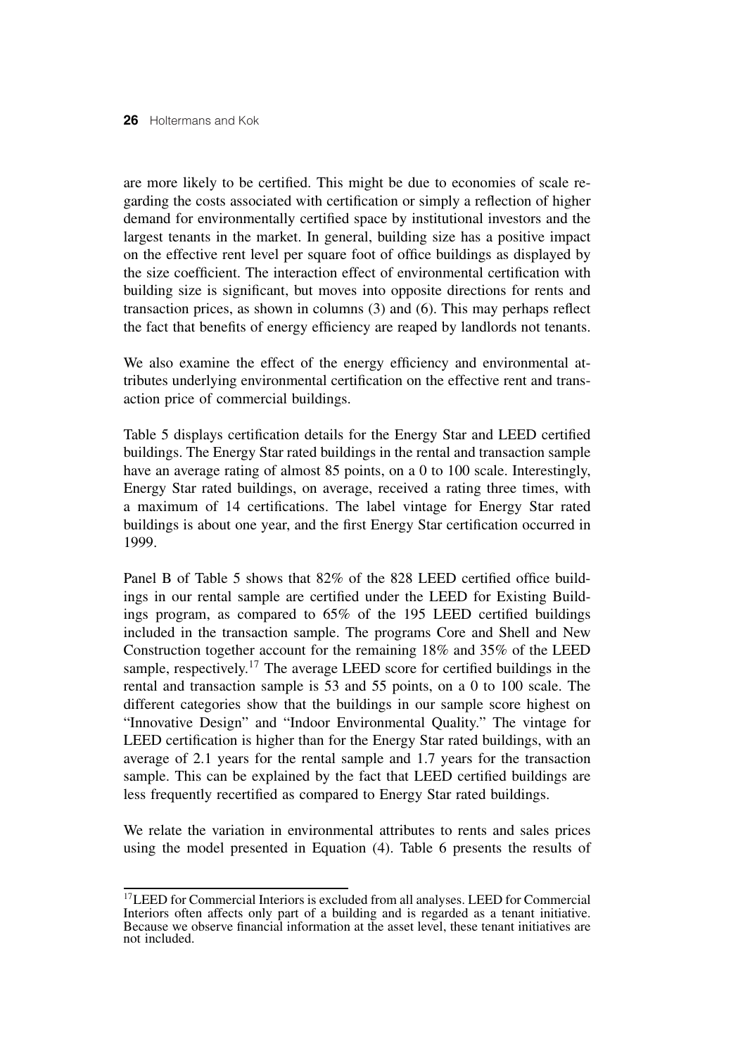are more likely to be certified. This might be due to economies of scale regarding the costs associated with certification or simply a reflection of higher demand for environmentally certified space by institutional investors and the largest tenants in the market. In general, building size has a positive impact on the effective rent level per square foot of office buildings as displayed by the size coefficient. The interaction effect of environmental certification with building size is significant, but moves into opposite directions for rents and transaction prices, as shown in columns (3) and (6). This may perhaps reflect the fact that benefits of energy efficiency are reaped by landlords not tenants.

We also examine the effect of the energy efficiency and environmental attributes underlying environmental certification on the effective rent and transaction price of commercial buildings.

Table 5 displays certification details for the Energy Star and LEED certified buildings. The Energy Star rated buildings in the rental and transaction sample have an average rating of almost 85 points, on a 0 to 100 scale. Interestingly, Energy Star rated buildings, on average, received a rating three times, with a maximum of 14 certifications. The label vintage for Energy Star rated buildings is about one year, and the first Energy Star certification occurred in 1999.

Panel B of Table 5 shows that 82% of the 828 LEED certified office buildings in our rental sample are certified under the LEED for Existing Buildings program, as compared to 65% of the 195 LEED certified buildings included in the transaction sample. The programs Core and Shell and New Construction together account for the remaining 18% and 35% of the LEED sample, respectively.[17] The average LEED score for certified buildings in the rental and transaction sample is 53 and 55 points, on a 0 to 100 scale. The different categories show that the buildings in our sample score highest on "Innovative Design" and "Indoor Environmental Quality." The vintage for LEED certification is higher than for the Energy Star rated buildings, with an average of 2.1 years for the rental sample and 1.7 years for the transaction sample. This can be explained by the fact that LEED certified buildings are less frequently recertified as compared to Energy Star rated buildings.

We relate the variation in environmental attributes to rents and sales prices using the model presented in Equation (4). Table 6 presents the results of

[17] LEED for Commercial Interiors is excluded from all analyses. LEED for Commercial Interiors often affects only part of a building and is regarded as a tenant initiative. Because we observe financial information at the asset level, these tenant initiatives are not included.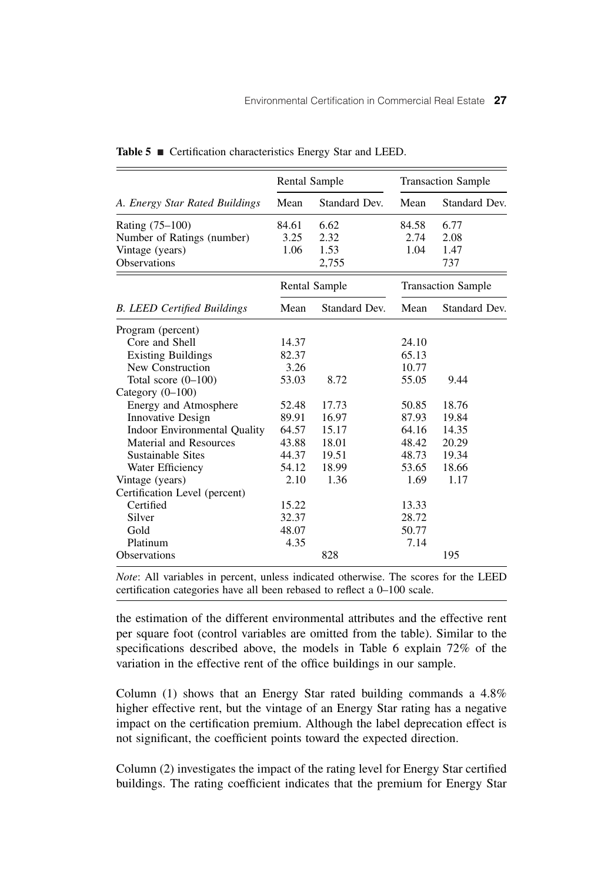**Table 5** ■ Certification characteristics Energy Star and LEED.

| | Rental Sample | | Transaction Sample | |
|---|---|---|---|---|
| *A. Energy Star Rated Buildings* | Mean | Standard Dev. | Mean | Standard Dev. |
| Rating (75–100) | 84.61 | 6.62 | 84.58 | 6.77 |
| Number of Ratings (number) | 3.25 | 2.32 | 2.74 | 2.08 |
| Vintage (years) | 1.06 | 1.53 | 1.04 | 1.47 |
| Observations | | 2,755 | | 737 |

| | Rental Sample | | Transaction Sample | |
|---|---|---|---|---|
| *B. LEED Certified Buildings* | Mean | Standard Dev. | Mean | Standard Dev. |
| Program (percent) | | | | |
| Core and Shell | 14.37 | | 24.10 | |
| Existing Buildings | 82.37 | | 65.13 | |
| New Construction | 3.26 | | 10.77 | |
| Total score (0–100) | 53.03 | 8.72 | 55.05 | 9.44 |
| Category (0–100) | | | | |
| Energy and Atmosphere | 52.48 | 17.73 | 50.85 | 18.76 |
| Innovative Design | 89.91 | 16.97 | 87.93 | 19.84 |
| Indoor Environmental Quality | 64.57 | 15.17 | 64.16 | 14.35 |
| Material and Resources | 43.88 | 18.01 | 48.42 | 20.29 |
| Sustainable Sites | 44.37 | 19.51 | 48.73 | 19.34 |
| Water Efficiency | 54.12 | 18.99 | 53.65 | 18.66 |
| Vintage (years) | 2.10 | 1.36 | 1.69 | 1.17 |
| Certification Level (percent) | | | | |
| Certified | 15.22 | | 13.33 | |
| Silver | 32.37 | | 28.72 | |
| Gold | 48.07 | | 50.77 | |
| Platinum | 4.35 | | 7.14 | |
| Observations | | 828 | | 195 |

*Note*: All variables in percent, unless indicated otherwise. The scores for the LEED certification categories have all been rebased to reflect a 0–100 scale.

the estimation of the different environmental attributes and the effective rent per square foot (control variables are omitted from the table). Similar to the specifications described above, the models in Table 6 explain 72% of the variation in the effective rent of the office buildings in our sample.

Column (1) shows that an Energy Star rated building commands a 4.8% higher effective rent, but the vintage of an Energy Star rating has a negative impact on the certification premium. Although the label deprecation effect is not significant, the coefficient points toward the expected direction.

Column (2) investigates the impact of the rating level for Energy Star certified buildings. The rating coefficient indicates that the premium for Energy Star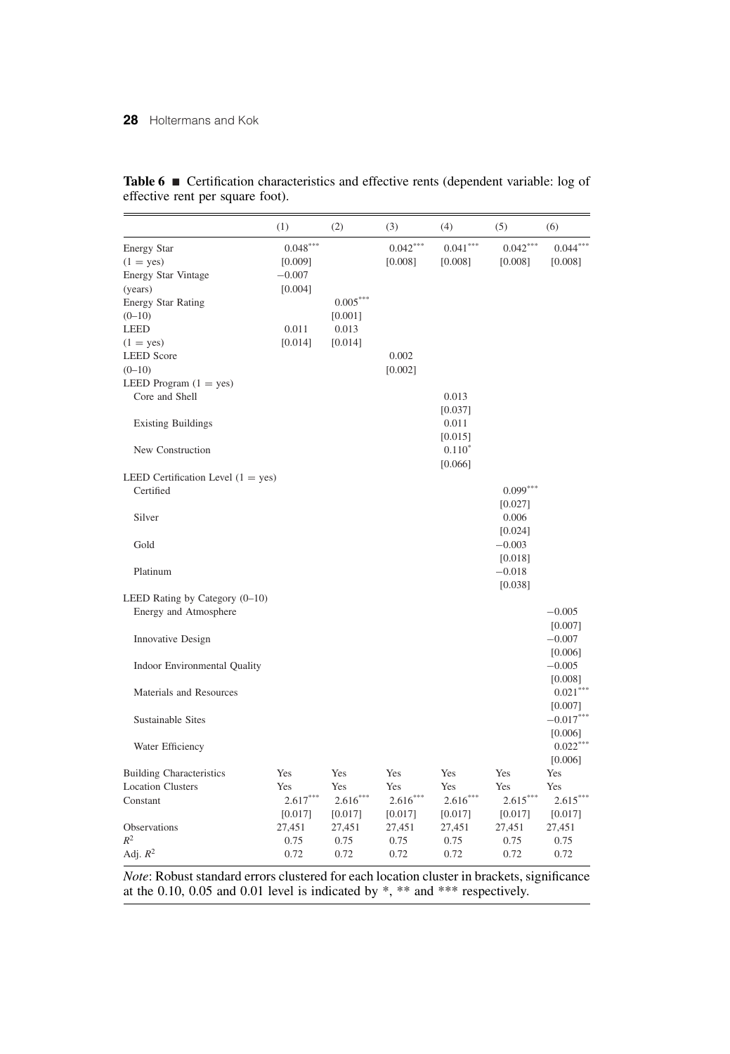**Table 6** ■ Certification characteristics and effective rents (dependent variable: log of effective rent per square foot).

| | (1) | (2) | (3) | (4) | (5) | (6) |
|---|---|---|---|---|---|---|
| Energy Star | 0.048*** | | 0.042*** | 0.041*** | 0.042*** | 0.044*** |
| (1 = yes) | [0.009] | | [0.008] | [0.008] | [0.008] | [0.008] |
| Energy Star Vintage | −0.007 | | | | | |
| (years) | [0.004] | | | | | |
| Energy Star Rating | | 0.005*** | | | | |
| (0–10) | | [0.001] | | | | |
| LEED | 0.011 | 0.013 | | | | |
| (1 = yes) | [0.014] | [0.014] | | | | |
| LEED Score | | | 0.002 | | | |
| (0–10) | | | [0.002] | | | |
| LEED Program (1 = yes) | | | | | | |
| Core and Shell | | | | 0.013 | | |
| | | | | [0.037] | | |
| Existing Buildings | | | | 0.011 | | |
| | | | | [0.015] | | |
| New Construction | | | | 0.110* | | |
| | | | | [0.066] | | |
| LEED Certification Level (1 = yes) | | | | | | |
| Certified | | | | | 0.099*** | |
| | | | | | [0.027] | |
| Silver | | | | | 0.006 | |
| | | | | | [0.024] | |
| Gold | | | | | −0.003 | |
| | | | | | [0.018] | |
| Platinum | | | | | −0.018 | |
| | | | | | [0.038] | |
| LEED Rating by Category (0–10) | | | | | | |
| Energy and Atmosphere | | | | | | −0.005 |
| | | | | | | [0.007] |
| Innovative Design | | | | | | −0.007 |
| | | | | | | [0.006] |
| Indoor Environmental Quality | | | | | | −0.005 |
| | | | | | | [0.008] |
| Materials and Resources | | | | | | 0.021*** |
| | | | | | | [0.007] |
| Sustainable Sites | | | | | | −0.017*** |
| | | | | | | [0.006] |
| Water Efficiency | | | | | | 0.022*** |
| | | | | | | [0.006] |
| Building Characteristics | Yes | Yes | Yes | Yes | Yes | Yes |
| Location Clusters | Yes | Yes | Yes | Yes | Yes | Yes |
| Constant | 2.617*** | 2.616*** | 2.616*** | 2.616*** | 2.615*** | 2.615*** |
| | [0.017] | [0.017] | [0.017] | [0.017] | [0.017] | [0.017] |
| Observations | 27,451 | 27,451 | 27,451 | 27,451 | 27,451 | 27,451 |
| $R^2$ | 0.75 | 0.75 | 0.75 | 0.75 | 0.75 | 0.75 |
| Adj. $R^2$ | 0.72 | 0.72 | 0.72 | 0.72 | 0.72 | 0.72 |

*Note*: Robust standard errors clustered for each location cluster in brackets, significance at the 0.10, 0.05 and 0.01 level is indicated by *, ** and *** respectively.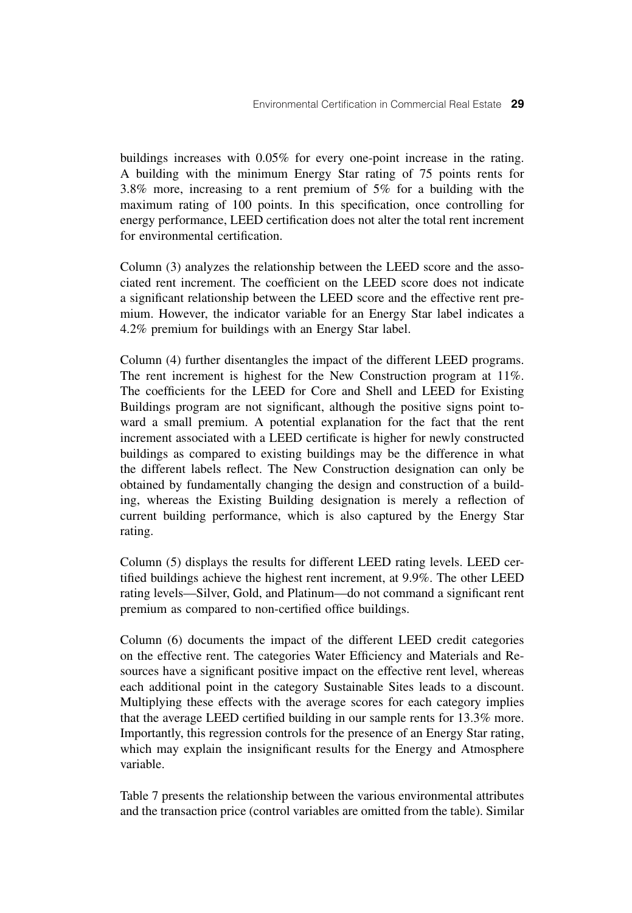buildings increases with 0.05% for every one-point increase in the rating. A building with the minimum Energy Star rating of 75 points rents for 3.8% more, increasing to a rent premium of 5% for a building with the maximum rating of 100 points. In this specification, once controlling for energy performance, LEED certification does not alter the total rent increment for environmental certification.

Column (3) analyzes the relationship between the LEED score and the associated rent increment. The coefficient on the LEED score does not indicate a significant relationship between the LEED score and the effective rent premium. However, the indicator variable for an Energy Star label indicates a 4.2% premium for buildings with an Energy Star label.

Column (4) further disentangles the impact of the different LEED programs. The rent increment is highest for the New Construction program at 11%. The coefficients for the LEED for Core and Shell and LEED for Existing Buildings program are not significant, although the positive signs point toward a small premium. A potential explanation for the fact that the rent increment associated with a LEED certificate is higher for newly constructed buildings as compared to existing buildings may be the difference in what the different labels reflect. The New Construction designation can only be obtained by fundamentally changing the design and construction of a building, whereas the Existing Building designation is merely a reflection of current building performance, which is also captured by the Energy Star rating.

Column (5) displays the results for different LEED rating levels. LEED certified buildings achieve the highest rent increment, at 9.9%. The other LEED rating levels—Silver, Gold, and Platinum—do not command a significant rent premium as compared to non-certified office buildings.

Column (6) documents the impact of the different LEED credit categories on the effective rent. The categories Water Efficiency and Materials and Resources have a significant positive impact on the effective rent level, whereas each additional point in the category Sustainable Sites leads to a discount. Multiplying these effects with the average scores for each category implies that the average LEED certified building in our sample rents for 13.3% more. Importantly, this regression controls for the presence of an Energy Star rating, which may explain the insignificant results for the Energy and Atmosphere variable.

Table 7 presents the relationship between the various environmental attributes and the transaction price (control variables are omitted from the table). Similar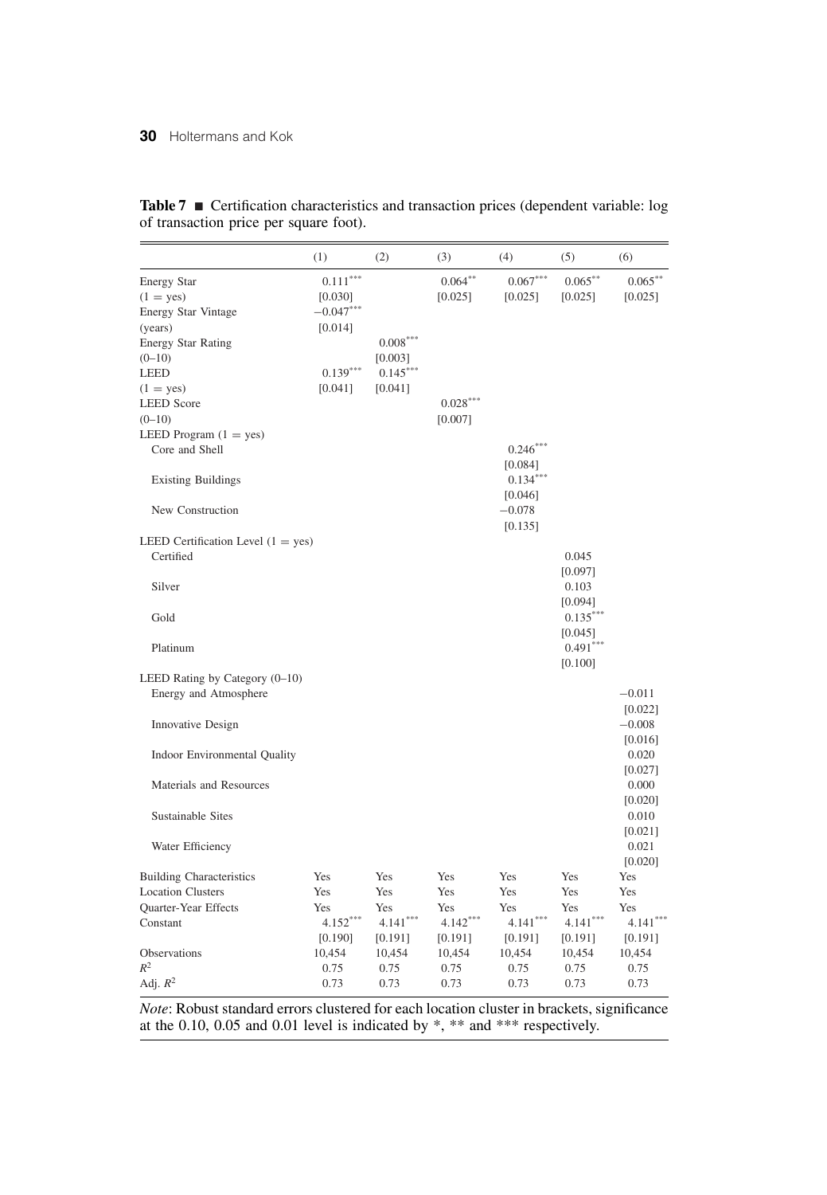**Table 7** ■ Certification characteristics and transaction prices (dependent variable: log of transaction price per square foot).

| | (1) | (2) | (3) | (4) | (5) | (6) |
|---|---|---|---|---|---|---|
| Energy Star | 0.111*** | | 0.064** | 0.067*** | 0.065** | 0.065** |
| (1 = yes) | [0.030] | | [0.025] | [0.025] | [0.025] | [0.025] |
| Energy Star Vintage | −0.047*** | | | | | |
| (years) | [0.014] | | | | | |
| Energy Star Rating | | 0.008*** | | | | |
| (0–10) | | [0.003] | | | | |
| LEED | 0.139*** | 0.145*** | | | | |
| (1 = yes) | [0.041] | [0.041] | | | | |
| LEED Score | | | 0.028*** | | | |
| (0–10) | | | [0.007] | | | |
| LEED Program (1 = yes) | | | | | | |
| Core and Shell | | | | 0.246*** | | |
| | | | | [0.084] | | |
| Existing Buildings | | | | 0.134*** | | |
| | | | | [0.046] | | |
| New Construction | | | | −0.078 | | |
| | | | | [0.135] | | |
| LEED Certification Level (1 = yes) | | | | | | |
| Certified | | | | | 0.045 | |
| | | | | | [0.097] | |
| Silver | | | | | 0.103 | |
| | | | | | [0.094] | |
| Gold | | | | | 0.135*** | |
| | | | | | [0.045] | |
| Platinum | | | | | 0.491*** | |
| | | | | | [0.100] | |
| LEED Rating by Category (0–10) | | | | | | |
| Energy and Atmosphere | | | | | | −0.011 |
| | | | | | | [0.022] |
| Innovative Design | | | | | | −0.008 |
| | | | | | | [0.016] |
| Indoor Environmental Quality | | | | | | 0.020 |
| | | | | | | [0.027] |
| Materials and Resources | | | | | | 0.000 |
| | | | | | | [0.020] |
| Sustainable Sites | | | | | | 0.010 |
| | | | | | | [0.021] |
| Water Efficiency | | | | | | 0.021 |
| | | | | | | [0.020] |
| Building Characteristics | Yes | Yes | Yes | Yes | Yes | Yes |
| Location Clusters | Yes | Yes | Yes | Yes | Yes | Yes |
| Quarter-Year Effects | Yes | Yes | Yes | Yes | Yes | Yes |
| Constant | 4.152*** | 4.141*** | 4.142*** | 4.141*** | 4.141*** | 4.141*** |
| | [0.190] | [0.191] | [0.191] | [0.191] | [0.191] | [0.191] |
| Observations | 10,454 | 10,454 | 10,454 | 10,454 | 10,454 | 10,454 |
| $R^2$ | 0.75 | 0.75 | 0.75 | 0.75 | 0.75 | 0.75 |
| Adj. $R^2$ | 0.73 | 0.73 | 0.73 | 0.73 | 0.73 | 0.73 |

*Note*: Robust standard errors clustered for each location cluster in brackets, significance at the 0.10, 0.05 and 0.01 level is indicated by *, ** and *** respectively.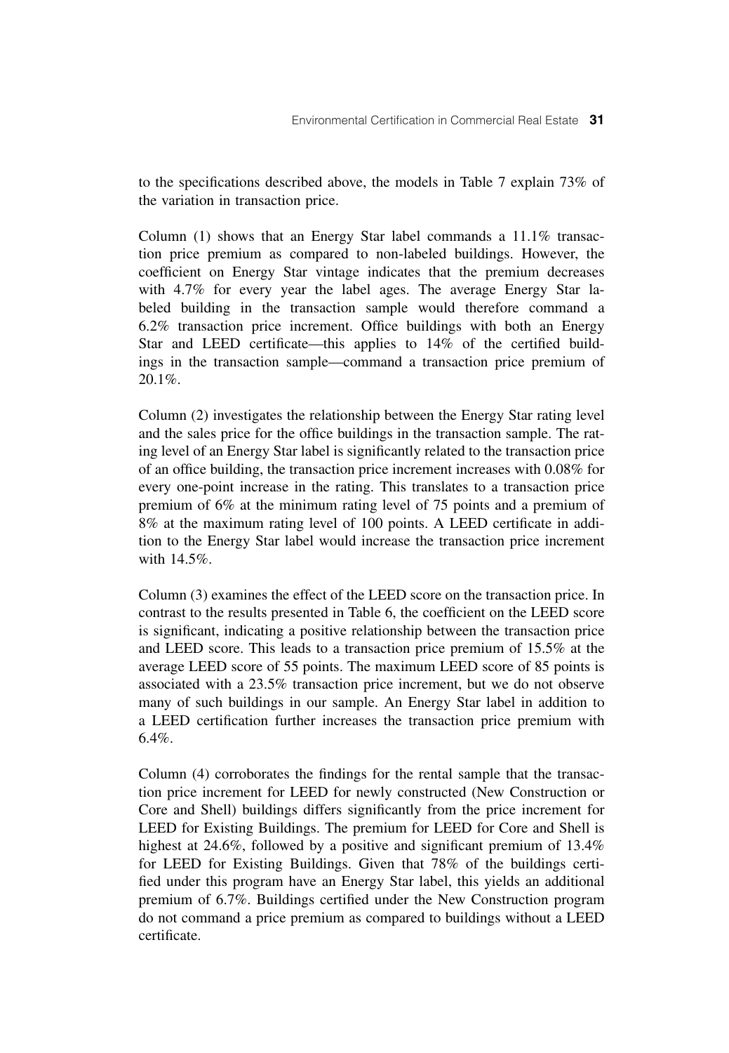to the specifications described above, the models in Table 7 explain 73% of the variation in transaction price.

Column (1) shows that an Energy Star label commands a 11.1% transaction price premium as compared to non-labeled buildings. However, the coefficient on Energy Star vintage indicates that the premium decreases with 4.7% for every year the label ages. The average Energy Star labeled building in the transaction sample would therefore command a 6.2% transaction price increment. Office buildings with both an Energy Star and LEED certificate—this applies to 14% of the certified buildings in the transaction sample—command a transaction price premium of 20.1%.

Column (2) investigates the relationship between the Energy Star rating level and the sales price for the office buildings in the transaction sample. The rating level of an Energy Star label is significantly related to the transaction price of an office building, the transaction price increment increases with 0.08% for every one-point increase in the rating. This translates to a transaction price premium of 6% at the minimum rating level of 75 points and a premium of 8% at the maximum rating level of 100 points. A LEED certificate in addition to the Energy Star label would increase the transaction price increment with 14.5%.

Column (3) examines the effect of the LEED score on the transaction price. In contrast to the results presented in Table 6, the coefficient on the LEED score is significant, indicating a positive relationship between the transaction price and LEED score. This leads to a transaction price premium of 15.5% at the average LEED score of 55 points. The maximum LEED score of 85 points is associated with a 23.5% transaction price increment, but we do not observe many of such buildings in our sample. An Energy Star label in addition to a LEED certification further increases the transaction price premium with 6.4%.

Column (4) corroborates the findings for the rental sample that the transaction price increment for LEED for newly constructed (New Construction or Core and Shell) buildings differs significantly from the price increment for LEED for Existing Buildings. The premium for LEED for Core and Shell is highest at 24.6%, followed by a positive and significant premium of 13.4% for LEED for Existing Buildings. Given that 78% of the buildings certified under this program have an Energy Star label, this yields an additional premium of 6.7%. Buildings certified under the New Construction program do not command a price premium as compared to buildings without a LEED certificate.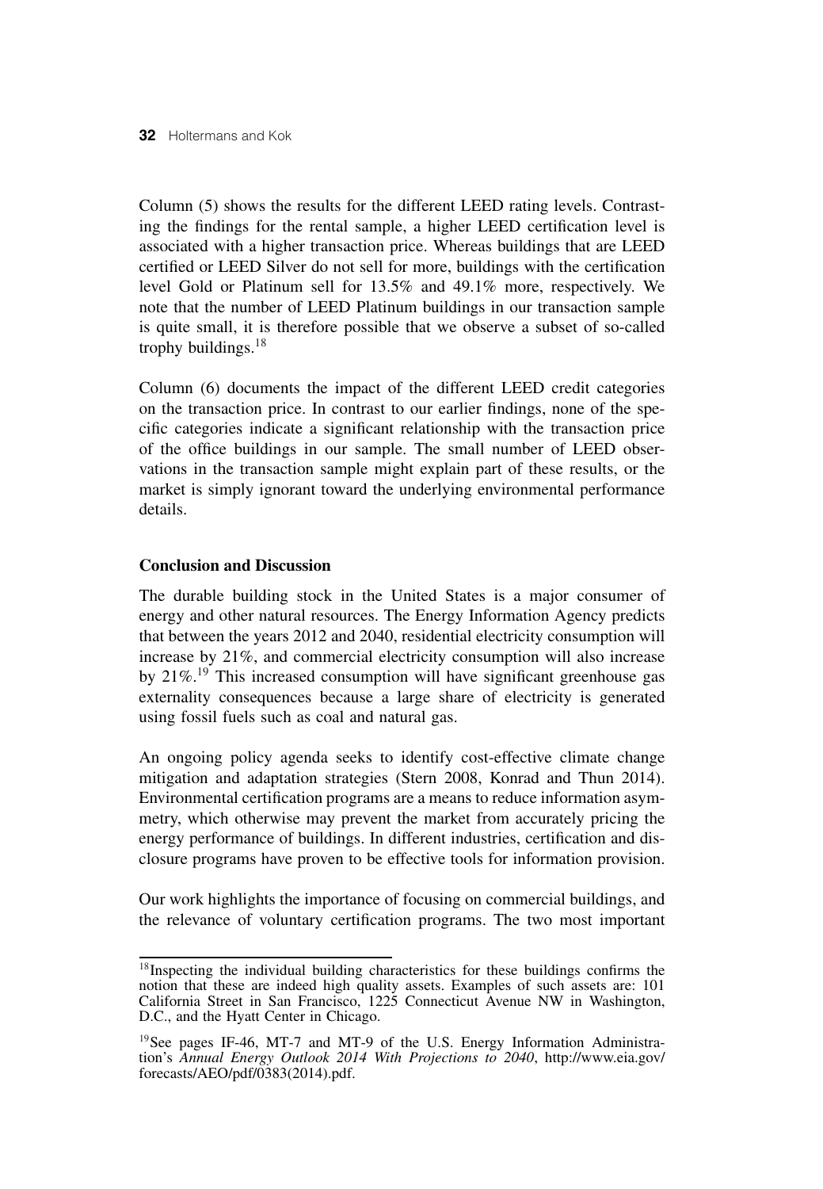Column (5) shows the results for the different LEED rating levels. Contrasting the findings for the rental sample, a higher LEED certification level is associated with a higher transaction price. Whereas buildings that are LEED certified or LEED Silver do not sell for more, buildings with the certification level Gold or Platinum sell for 13.5% and 49.1% more, respectively. We note that the number of LEED Platinum buildings in our transaction sample is quite small, it is therefore possible that we observe a subset of so-called trophy buildings.[18]

Column (6) documents the impact of the different LEED credit categories on the transaction price. In contrast to our earlier findings, none of the specific categories indicate a significant relationship with the transaction price of the office buildings in our sample. The small number of LEED observations in the transaction sample might explain part of these results, or the market is simply ignorant toward the underlying environmental performance details.

## Conclusion and Discussion

The durable building stock in the United States is a major consumer of energy and other natural resources. The Energy Information Agency predicts that between the years 2012 and 2040, residential electricity consumption will increase by 21%, and commercial electricity consumption will also increase by 21%.[19] This increased consumption will have significant greenhouse gas externality consequences because a large share of electricity is generated using fossil fuels such as coal and natural gas.

An ongoing policy agenda seeks to identify cost-effective climate change mitigation and adaptation strategies (Stern 2008, Konrad and Thun 2014). Environmental certification programs are a means to reduce information asymmetry, which otherwise may prevent the market from accurately pricing the energy performance of buildings. In different industries, certification and disclosure programs have proven to be effective tools for information provision.

Our work highlights the importance of focusing on commercial buildings, and the relevance of voluntary certification programs. The two most important

---

[18] Inspecting the individual building characteristics for these buildings confirms the notion that these are indeed high quality assets. Examples of such assets are: 101 California Street in San Francisco, 1225 Connecticut Avenue NW in Washington, D.C., and the Hyatt Center in Chicago.

[19] See pages IF-46, MT-7 and MT-9 of the U.S. Energy Information Administration's *Annual Energy Outlook 2014 With Projections to 2040*, http://www.eia.gov/forecasts/AEO/pdf/0383(2014).pdf.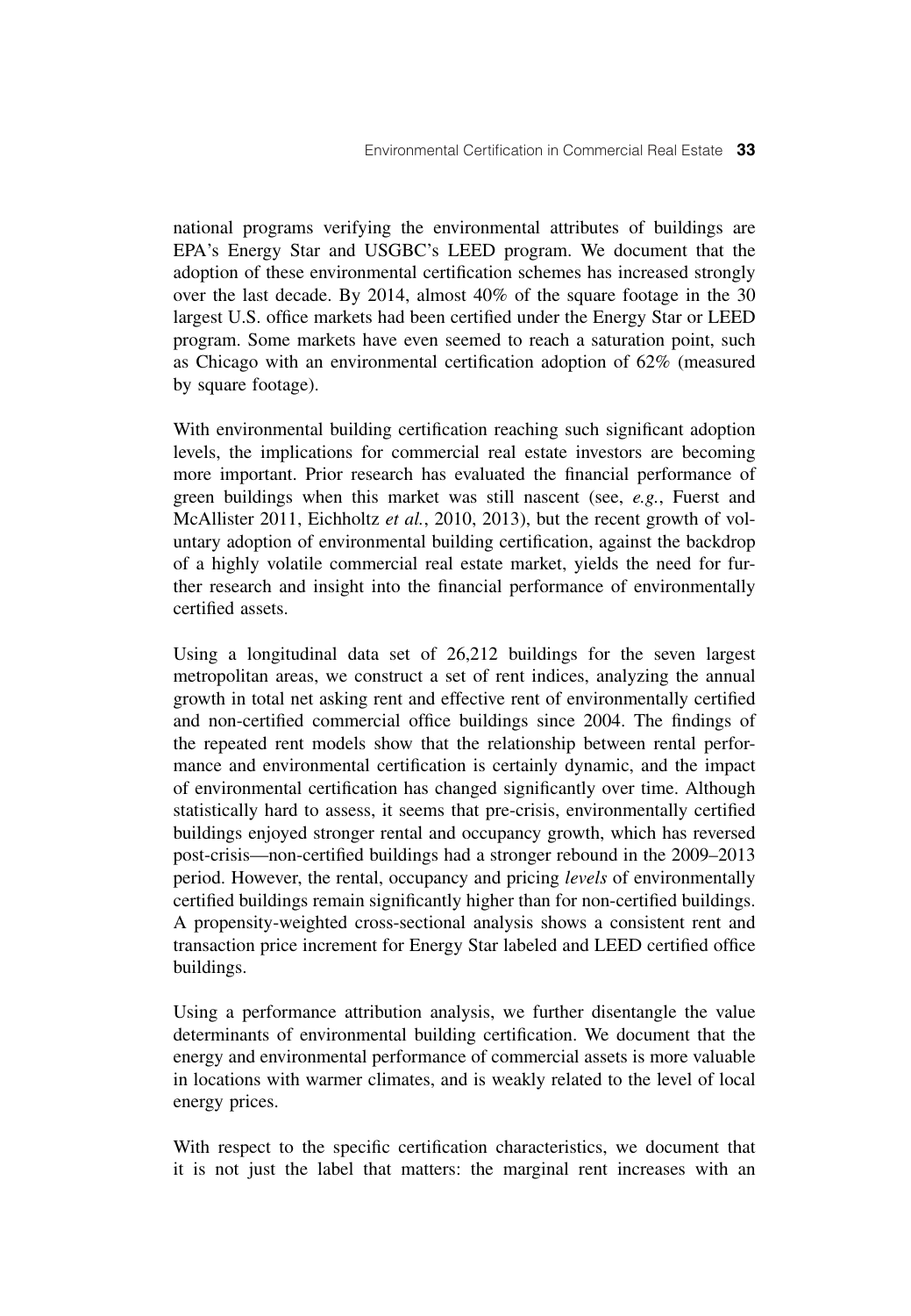national programs verifying the environmental attributes of buildings are EPA's Energy Star and USGBC's LEED program. We document that the adoption of these environmental certification schemes has increased strongly over the last decade. By 2014, almost 40% of the square footage in the 30 largest U.S. office markets had been certified under the Energy Star or LEED program. Some markets have even seemed to reach a saturation point, such as Chicago with an environmental certification adoption of 62% (measured by square footage).

With environmental building certification reaching such significant adoption levels, the implications for commercial real estate investors are becoming more important. Prior research has evaluated the financial performance of green buildings when this market was still nascent (see, *e.g.*, Fuerst and McAllister 2011, Eichholtz *et al.*, 2010, 2013), but the recent growth of voluntary adoption of environmental building certification, against the backdrop of a highly volatile commercial real estate market, yields the need for further research and insight into the financial performance of environmentally certified assets.

Using a longitudinal data set of 26,212 buildings for the seven largest metropolitan areas, we construct a set of rent indices, analyzing the annual growth in total net asking rent and effective rent of environmentally certified and non-certified commercial office buildings since 2004. The findings of the repeated rent models show that the relationship between rental performance and environmental certification is certainly dynamic, and the impact of environmental certification has changed significantly over time. Although statistically hard to assess, it seems that pre-crisis, environmentally certified buildings enjoyed stronger rental and occupancy growth, which has reversed post-crisis—non-certified buildings had a stronger rebound in the 2009–2013 period. However, the rental, occupancy and pricing *levels* of environmentally certified buildings remain significantly higher than for non-certified buildings. A propensity-weighted cross-sectional analysis shows a consistent rent and transaction price increment for Energy Star labeled and LEED certified office buildings.

Using a performance attribution analysis, we further disentangle the value determinants of environmental building certification. We document that the energy and environmental performance of commercial assets is more valuable in locations with warmer climates, and is weakly related to the level of local energy prices.

With respect to the specific certification characteristics, we document that it is not just the label that matters: the marginal rent increases with an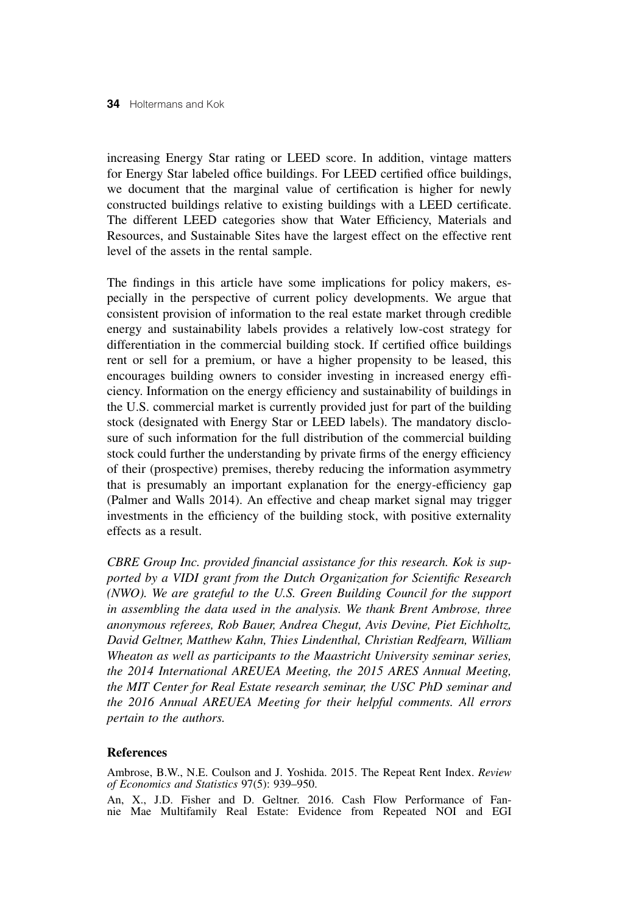increasing Energy Star rating or LEED score. In addition, vintage matters for Energy Star labeled office buildings. For LEED certified office buildings, we document that the marginal value of certification is higher for newly constructed buildings relative to existing buildings with a LEED certificate. The different LEED categories show that Water Efficiency, Materials and Resources, and Sustainable Sites have the largest effect on the effective rent level of the assets in the rental sample.

The findings in this article have some implications for policy makers, especially in the perspective of current policy developments. We argue that consistent provision of information to the real estate market through credible energy and sustainability labels provides a relatively low-cost strategy for differentiation in the commercial building stock. If certified office buildings rent or sell for a premium, or have a higher propensity to be leased, this encourages building owners to consider investing in increased energy efficiency. Information on the energy efficiency and sustainability of buildings in the U.S. commercial market is currently provided just for part of the building stock (designated with Energy Star or LEED labels). The mandatory disclosure of such information for the full distribution of the commercial building stock could further the understanding by private firms of the energy efficiency of their (prospective) premises, thereby reducing the information asymmetry that is presumably an important explanation for the energy-efficiency gap (Palmer and Walls 2014). An effective and cheap market signal may trigger investments in the efficiency of the building stock, with positive externality effects as a result.

*CBRE Group Inc. provided financial assistance for this research. Kok is supported by a VIDI grant from the Dutch Organization for Scientific Research (NWO). We are grateful to the U.S. Green Building Council for the support in assembling the data used in the analysis. We thank Brent Ambrose, three anonymous referees, Rob Bauer, Andrea Chegut, Avis Devine, Piet Eichholtz, David Geltner, Matthew Kahn, Thies Lindenthal, Christian Redfearn, William Wheaton as well as participants to the Maastricht University seminar series, the 2014 International AREUEA Meeting, the 2015 ARES Annual Meeting, the MIT Center for Real Estate research seminar, the USC PhD seminar and the 2016 Annual AREUEA Meeting for their helpful comments. All errors pertain to the authors.*

## References

Ambrose, B.W., N.E. Coulson and J. Yoshida. 2015. The Repeat Rent Index. *Review of Economics and Statistics* 97(5): 939–950.

An, X., J.D. Fisher and D. Geltner. 2016. Cash Flow Performance of Fannie Mae Multifamily Real Estate: Evidence from Repeated NOI and EGI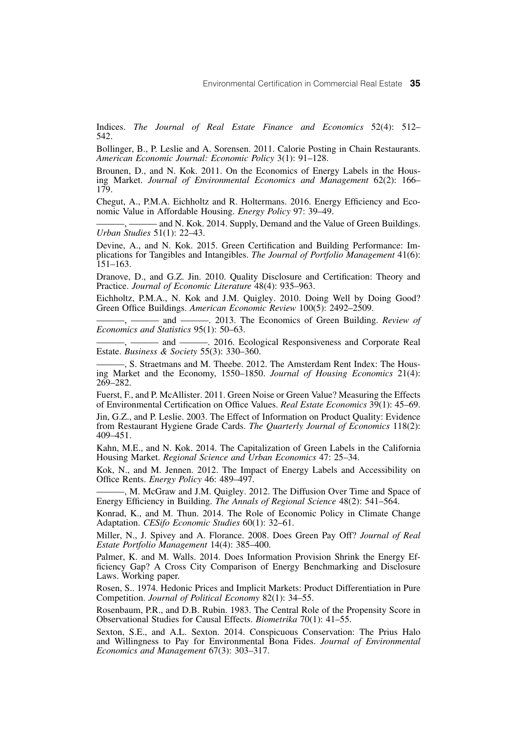Indices. *The Journal of Real Estate Finance and Economics* 52(4): 512–542.

Bollinger, B., P. Leslie and A. Sorensen. 2011. Calorie Posting in Chain Restaurants. *American Economic Journal: Economic Policy* 3(1): 91–128.

Brounen, D., and N. Kok. 2011. On the Economics of Energy Labels in the Housing Market. *Journal of Environmental Economics and Management* 62(2): 166–179.

Chegut, A., P.M.A. Eichholtz and R. Holtermans. 2016. Energy Efficiency and Economic Value in Affordable Housing. *Energy Policy* 97: 39–49.

———, ——— and N. Kok. 2014. Supply, Demand and the Value of Green Buildings. *Urban Studies* 51(1): 22–43.

Devine, A., and N. Kok. 2015. Green Certification and Building Performance: Implications for Tangibles and Intangibles. *The Journal of Portfolio Management* 41(6): 151–163.

Dranove, D., and G.Z. Jin. 2010. Quality Disclosure and Certification: Theory and Practice. *Journal of Economic Literature* 48(4): 935–963.

Eichholtz, P.M.A., N. Kok and J.M. Quigley. 2010. Doing Well by Doing Good? Green Office Buildings. *American Economic Review* 100(5): 2492–2509.

———, ——— and ———. 2013. The Economics of Green Building. *Review of Economics and Statistics* 95(1): 50–63.

———, ——— and ———. 2016. Ecological Responsiveness and Corporate Real Estate. *Business & Society* 55(3): 330–360.

———, S. Straetmans and M. Theebe. 2012. The Amsterdam Rent Index: The Housing Market and the Economy, 1550–1850. *Journal of Housing Economics* 21(4): 269–282.

Fuerst, F., and P. McAllister. 2011. Green Noise or Green Value? Measuring the Effects of Environmental Certification on Office Values. *Real Estate Economics* 39(1): 45–69.

Jin, G.Z., and P. Leslie. 2003. The Effect of Information on Product Quality: Evidence from Restaurant Hygiene Grade Cards. *The Quarterly Journal of Economics* 118(2): 409–451.

Kahn, M.E., and N. Kok. 2014. The Capitalization of Green Labels in the California Housing Market. *Regional Science and Urban Economics* 47: 25–34.

Kok, N., and M. Jennen. 2012. The Impact of Energy Labels and Accessibility on Office Rents. *Energy Policy* 46: 489–497.

———, M. McGraw and J.M. Quigley. 2012. The Diffusion Over Time and Space of Energy Efficiency in Building. *The Annals of Regional Science* 48(2): 541–564.

Konrad, K., and M. Thun. 2014. The Role of Economic Policy in Climate Change Adaptation. *CESifo Economic Studies* 60(1): 32–61.

Miller, N., J. Spivey and A. Florance. 2008. Does Green Pay Off? *Journal of Real Estate Portfolio Management* 14(4): 385–400.

Palmer, K. and M. Walls. 2014. Does Information Provision Shrink the Energy Efficiency Gap? A Cross City Comparison of Energy Benchmarking and Disclosure Laws. Working paper.

Rosen, S.. 1974. Hedonic Prices and Implicit Markets: Product Differentiation in Pure Competition. *Journal of Political Economy* 82(1): 34–55.

Rosenbaum, P.R., and D.B. Rubin. 1983. The Central Role of the Propensity Score in Observational Studies for Causal Effects. *Biometrika* 70(1): 41–55.

Sexton, S.E., and A.L. Sexton. 2014. Conspicuous Conservation: The Prius Halo and Willingness to Pay for Environmental Bona Fides. *Journal of Environmental Economics and Management* 67(3): 303–317.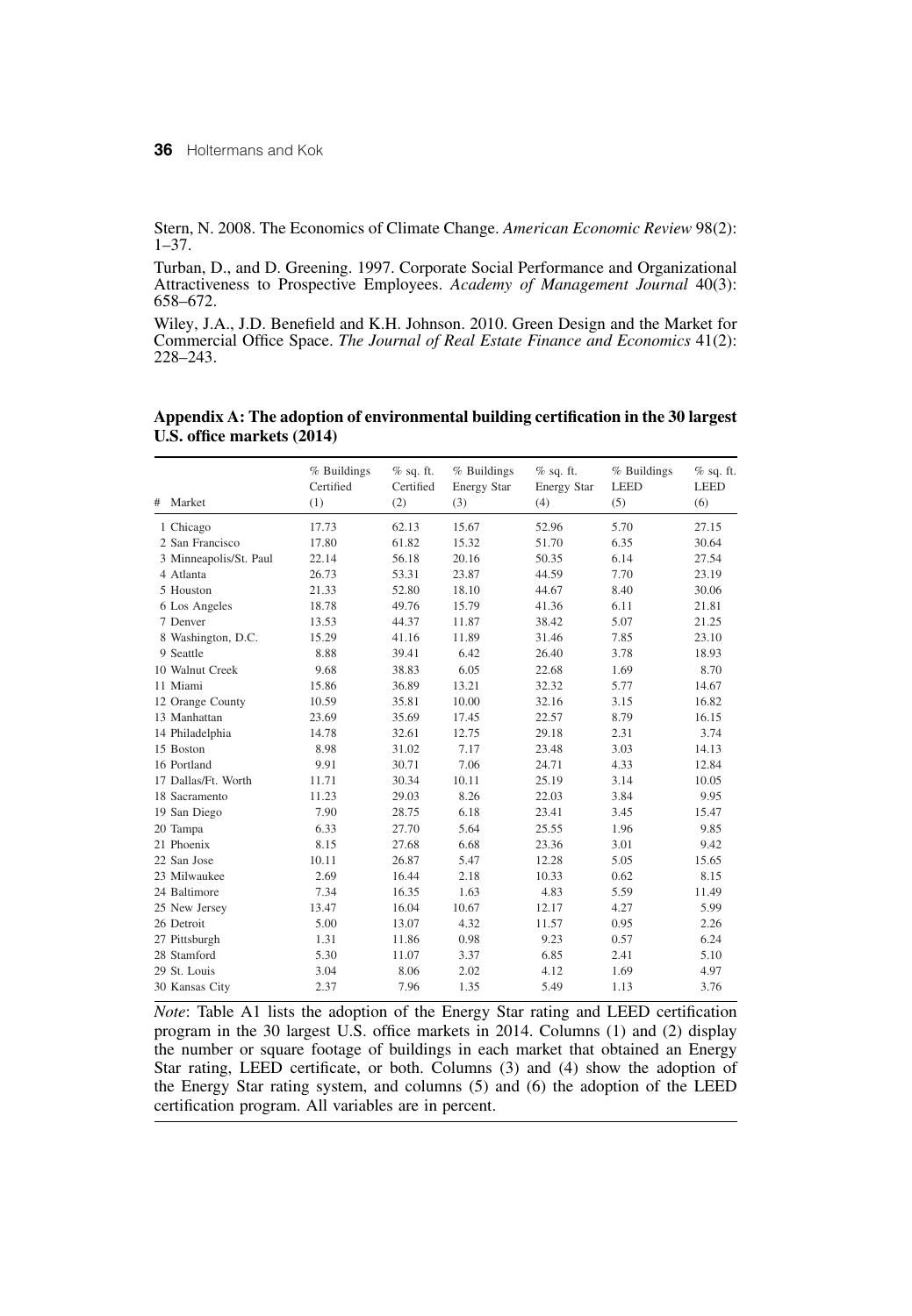Stern, N. 2008. The Economics of Climate Change. *American Economic Review* 98(2): 1–37.

Turban, D., and D. Greening. 1997. Corporate Social Performance and Organizational Attractiveness to Prospective Employees. *Academy of Management Journal* 40(3): 658–672.

Wiley, J.A., J.D. Benefield and K.H. Johnson. 2010. Green Design and the Market for Commercial Office Space. *The Journal of Real Estate Finance and Economics* 41(2): 228–243.

## Appendix A: The adoption of environmental building certification in the 30 largest U.S. office markets (2014)

| # Market | % Buildings Certified (1) | % sq. ft. Certified (2) | % Buildings Energy Star (3) | % sq. ft. Energy Star (4) | % Buildings LEED (5) | % sq. ft. LEED (6) |
|---|---|---|---|---|---|---|
| 1 Chicago | 17.73 | 62.13 | 15.67 | 52.96 | 5.70 | 27.15 |
| 2 San Francisco | 17.80 | 61.82 | 15.32 | 51.70 | 6.35 | 30.64 |
| 3 Minneapolis/St. Paul | 22.14 | 56.18 | 20.16 | 50.35 | 6.14 | 27.54 |
| 4 Atlanta | 26.73 | 53.31 | 23.87 | 44.59 | 7.70 | 23.19 |
| 5 Houston | 21.33 | 52.80 | 18.10 | 44.67 | 8.40 | 30.06 |
| 6 Los Angeles | 18.78 | 49.76 | 15.79 | 41.36 | 6.11 | 21.81 |
| 7 Denver | 13.53 | 44.37 | 11.87 | 38.42 | 5.07 | 21.25 |
| 8 Washington, D.C. | 15.29 | 41.16 | 11.89 | 31.46 | 7.85 | 23.10 |
| 9 Seattle | 8.88 | 39.41 | 6.42 | 26.40 | 3.78 | 18.93 |
| 10 Walnut Creek | 9.68 | 38.83 | 6.05 | 22.68 | 1.69 | 8.70 |
| 11 Miami | 15.86 | 36.89 | 13.21 | 32.32 | 5.77 | 14.67 |
| 12 Orange County | 10.59 | 35.81 | 10.00 | 32.16 | 3.15 | 16.82 |
| 13 Manhattan | 23.69 | 35.69 | 17.45 | 22.57 | 8.79 | 16.15 |
| 14 Philadelphia | 14.78 | 32.61 | 12.75 | 29.18 | 2.31 | 3.74 |
| 15 Boston | 8.98 | 31.02 | 7.17 | 23.48 | 3.03 | 14.13 |
| 16 Portland | 9.91 | 30.71 | 7.06 | 24.71 | 4.33 | 12.84 |
| 17 Dallas/Ft. Worth | 11.71 | 30.34 | 10.11 | 25.19 | 3.14 | 10.05 |
| 18 Sacramento | 11.23 | 29.03 | 8.26 | 22.03 | 3.84 | 9.95 |
| 19 San Diego | 7.90 | 28.75 | 6.18 | 23.41 | 3.45 | 15.47 |
| 20 Tampa | 6.33 | 27.70 | 5.64 | 25.55 | 1.96 | 9.85 |
| 21 Phoenix | 8.15 | 27.68 | 6.68 | 23.36 | 3.01 | 9.42 |
| 22 San Jose | 10.11 | 26.87 | 5.47 | 12.28 | 5.05 | 15.65 |
| 23 Milwaukee | 2.69 | 16.44 | 2.18 | 10.33 | 0.62 | 8.15 |
| 24 Baltimore | 7.34 | 16.35 | 1.63 | 4.83 | 5.59 | 11.49 |
| 25 New Jersey | 13.47 | 16.04 | 10.67 | 12.17 | 4.27 | 5.99 |
| 26 Detroit | 5.00 | 13.07 | 4.32 | 11.57 | 0.95 | 2.26 |
| 27 Pittsburgh | 1.31 | 11.86 | 0.98 | 9.23 | 0.57 | 6.24 |
| 28 Stamford | 5.30 | 11.07 | 3.37 | 6.85 | 2.41 | 5.10 |
| 29 St. Louis | 3.04 | 8.06 | 2.02 | 4.12 | 1.69 | 4.97 |
| 30 Kansas City | 2.37 | 7.96 | 1.35 | 5.49 | 1.13 | 3.76 |

*Note*: Table A1 lists the adoption of the Energy Star rating and LEED certification program in the 30 largest U.S. office markets in 2014. Columns (1) and (2) display the number or square footage of buildings in each market that obtained an Energy Star rating, LEED certificate, or both. Columns (3) and (4) show the adoption of the Energy Star rating system, and columns (5) and (6) the adoption of the LEED certification program. All variables are in percent.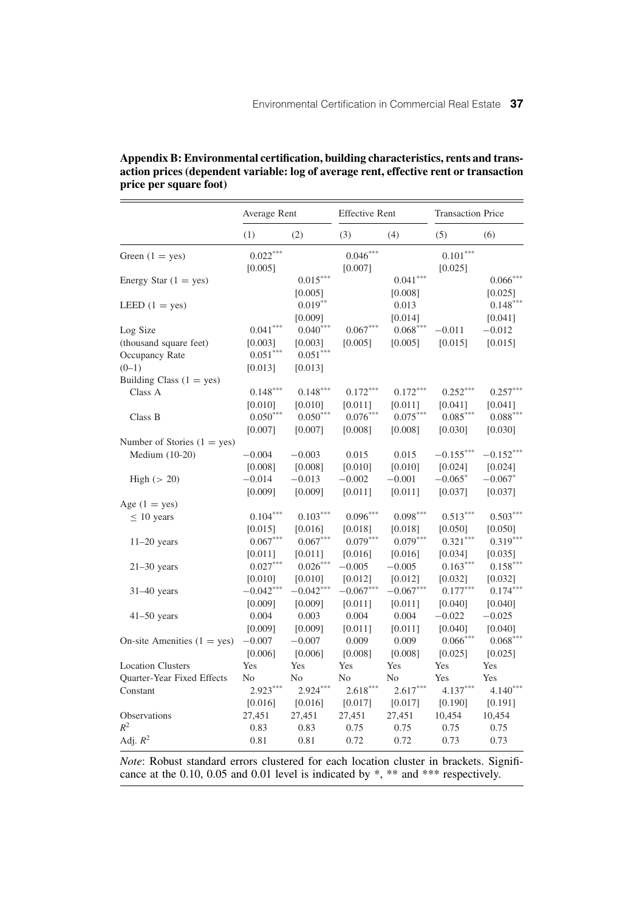**Appendix B: Environmental certification, building characteristics, rents and transaction prices (dependent variable: log of average rent, effective rent or transaction price per square foot)**

| | Average Rent | | Effective Rent | | Transaction Price | |
|---|---|---|---|---|---|---|
| | (1) | (2) | (3) | (4) | (5) | (6) |
| Green (1 = yes) | 0.022*** | | 0.046*** | | 0.101*** | |
| | [0.005] | | [0.007] | | [0.025] | |
| Energy Star (1 = yes) | | 0.015*** | | 0.041*** | | 0.066*** |
| | | [0.005] | | [0.008] | | [0.025] |
| LEED (1 = yes) | | 0.019** | | 0.013 | | 0.148*** |
| | | [0.009] | | [0.014] | | [0.041] |
| Log Size | 0.041*** | 0.040*** | 0.067*** | 0.068*** | −0.011 | −0.012 |
| (thousand square feet) | [0.003] | [0.003] | [0.005] | [0.005] | [0.015] | [0.015] |
| Occupancy Rate | 0.051*** | 0.051*** | | | | |
| (0–1) | [0.013] | [0.013] | | | | |
| Building Class (1 = yes) | | | | | | |
| Class A | 0.148*** | 0.148*** | 0.172*** | 0.172*** | 0.252*** | 0.257*** |
| | [0.010] | [0.010] | [0.011] | [0.011] | [0.041] | [0.041] |
| Class B | 0.050*** | 0.050*** | 0.076*** | 0.075*** | 0.085*** | 0.088*** |
| | [0.007] | [0.007] | [0.008] | [0.008] | [0.030] | [0.030] |
| Number of Stories (1 = yes) | | | | | | |
| Medium (10-20) | −0.004 | −0.003 | 0.015 | 0.015 | −0.155*** | −0.152*** |
| | [0.008] | [0.008] | [0.010] | [0.010] | [0.024] | [0.024] |
| High (> 20) | −0.014 | −0.013 | −0.002 | −0.001 | −0.065* | −0.067* |
| | [0.009] | [0.009] | [0.011] | [0.011] | [0.037] | [0.037] |
| Age (1 = yes) | | | | | | |
| ≤ 10 years | 0.104*** | 0.103*** | 0.096*** | 0.098*** | 0.513*** | 0.503*** |
| | [0.015] | [0.016] | [0.018] | [0.018] | [0.050] | [0.050] |
| 11–20 years | 0.067*** | 0.067*** | 0.079*** | 0.079*** | 0.321*** | 0.319*** |
| | [0.011] | [0.011] | [0.016] | [0.016] | [0.034] | [0.035] |
| 21–30 years | 0.027*** | 0.026*** | −0.005 | −0.005 | 0.163*** | 0.158*** |
| | [0.010] | [0.010] | [0.012] | [0.012] | [0.032] | [0.032] |
| 31–40 years | −0.042*** | −0.042*** | −0.067*** | −0.067*** | 0.177*** | 0.174*** |
| | [0.009] | [0.009] | [0.011] | [0.011] | [0.040] | [0.040] |
| 41–50 years | 0.004 | 0.003 | 0.004 | 0.004 | −0.022 | −0.025 |
| | [0.009] | [0.009] | [0.011] | [0.011] | [0.040] | [0.040] |
| On-site Amenities (1 = yes) | −0.007 | −0.007 | 0.009 | 0.009 | 0.066*** | 0.068*** |
| | [0.006] | [0.006] | [0.008] | [0.008] | [0.025] | [0.025] |
| Location Clusters | Yes | Yes | Yes | Yes | Yes | Yes |
| Quarter-Year Fixed Effects | No | No | No | No | Yes | Yes |
| Constant | 2.923*** | 2.924*** | 2.618*** | 2.617*** | 4.137*** | 4.140*** |
| | [0.016] | [0.016] | [0.017] | [0.017] | [0.190] | [0.191] |
| Observations | 27,451 | 27,451 | 27,451 | 27,451 | 10,454 | 10,454 |
| $R^2$ | 0.83 | 0.83 | 0.75 | 0.75 | 0.75 | 0.75 |
| Adj. $R^2$ | 0.81 | 0.81 | 0.72 | 0.72 | 0.73 | 0.73 |

*Note*: Robust standard errors clustered for each location cluster in brackets. Significance at the 0.10, 0.05 and 0.01 level is indicated by *, ** and *** respectively.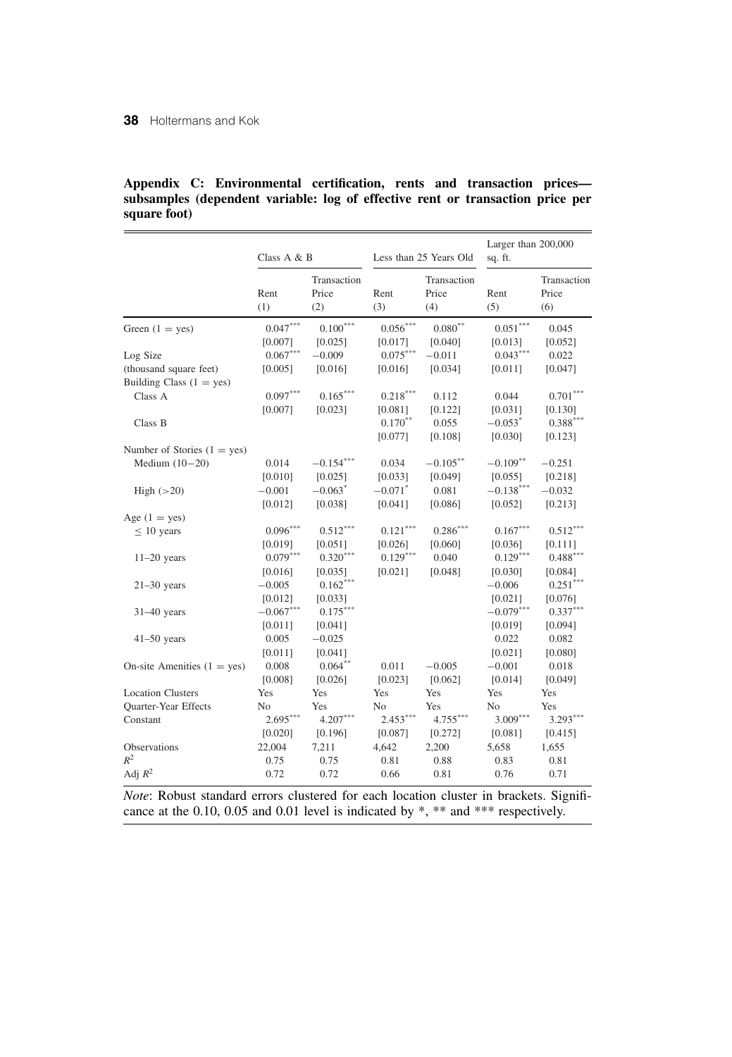**Appendix C: Environmental certification, rents and transaction prices—subsamples (dependent variable: log of effective rent or transaction price per square foot)**

| | Class A & B | | Less than 25 Years Old | | Larger than 200,000 sq. ft. | |
|---|---|---|---|---|---|---|
| | Rent (1) | Transaction Price (2) | Rent (3) | Transaction Price (4) | Rent (5) | Transaction Price (6) |
| Green (1 = yes) | 0.047*** | 0.100*** | 0.056*** | 0.080** | 0.051*** | 0.045 |
| | [0.007] | [0.025] | [0.017] | [0.040] | [0.013] | [0.052] |
| Log Size | 0.067*** | −0.009 | 0.075*** | −0.011 | 0.043*** | 0.022 |
| (thousand square feet) | [0.005] | [0.016] | [0.016] | [0.034] | [0.011] | [0.047] |
| Building Class (1 = yes) | | | | | | |
| Class A | 0.097*** | 0.165*** | 0.218*** | 0.112 | 0.044 | 0.701*** |
| | [0.007] | [0.023] | [0.081] | [0.122] | [0.031] | [0.130] |
| Class B | | | 0.170** | 0.055 | −0.053* | 0.388*** |
| | | | [0.077] | [0.108] | [0.030] | [0.123] |
| Number of Stories (1 = yes) | | | | | | |
| Medium (10−20) | 0.014 | −0.154*** | 0.034 | −0.105** | −0.109** | −0.251 |
| | [0.010] | [0.025] | [0.033] | [0.049] | [0.055] | [0.218] |
| High (>20) | −0.001 | −0.063* | −0.071* | 0.081 | −0.138*** | −0.032 |
| | [0.012] | [0.038] | [0.041] | [0.086] | [0.052] | [0.213] |
| Age (1 = yes) | | | | | | |
| ≤ 10 years | 0.096*** | 0.512*** | 0.121*** | 0.286*** | 0.167*** | 0.512*** |
| | [0.019] | [0.051] | [0.026] | [0.060] | [0.036] | [0.111] |
| 11–20 years | 0.079*** | 0.320*** | 0.129*** | 0.040 | 0.129*** | 0.488*** |
| | [0.016] | [0.035] | [0.021] | [0.048] | [0.030] | [0.084] |
| 21–30 years | −0.005 | 0.162*** | | | −0.006 | 0.251*** |
| | [0.012] | [0.033] | | | [0.021] | [0.076] |
| 31–40 years | −0.067*** | 0.175*** | | | −0.079*** | 0.337*** |
| | [0.011] | [0.041] | | | [0.019] | [0.094] |
| 41–50 years | 0.005 | −0.025 | | | 0.022 | 0.082 |
| | [0.011] | [0.041] | | | [0.021] | [0.080] |
| On-site Amenities (1 = yes) | 0.008 | 0.064** | 0.011 | −0.005 | −0.001 | 0.018 |
| | [0.008] | [0.026] | [0.023] | [0.062] | [0.014] | [0.049] |
| Location Clusters | Yes | Yes | Yes | Yes | Yes | Yes |
| Quarter-Year Effects | No | Yes | No | Yes | No | Yes |
| Constant | 2.695*** | 4.207*** | 2.453*** | 4.755*** | 3.009*** | 3.293*** |
| | [0.020] | [0.196] | [0.087] | [0.272] | [0.081] | [0.415] |
| Observations | 22,004 | 7,211 | 4,642 | 2,200 | 5,658 | 1,655 |
| $R^2$ | 0.75 | 0.75 | 0.81 | 0.88 | 0.83 | 0.81 |
| Adj $R^2$ | 0.72 | 0.72 | 0.66 | 0.81 | 0.76 | 0.71 |

*Note*: Robust standard errors clustered for each location cluster in brackets. Significance at the 0.10, 0.05 and 0.01 level is indicated by *, ** and *** respectively.